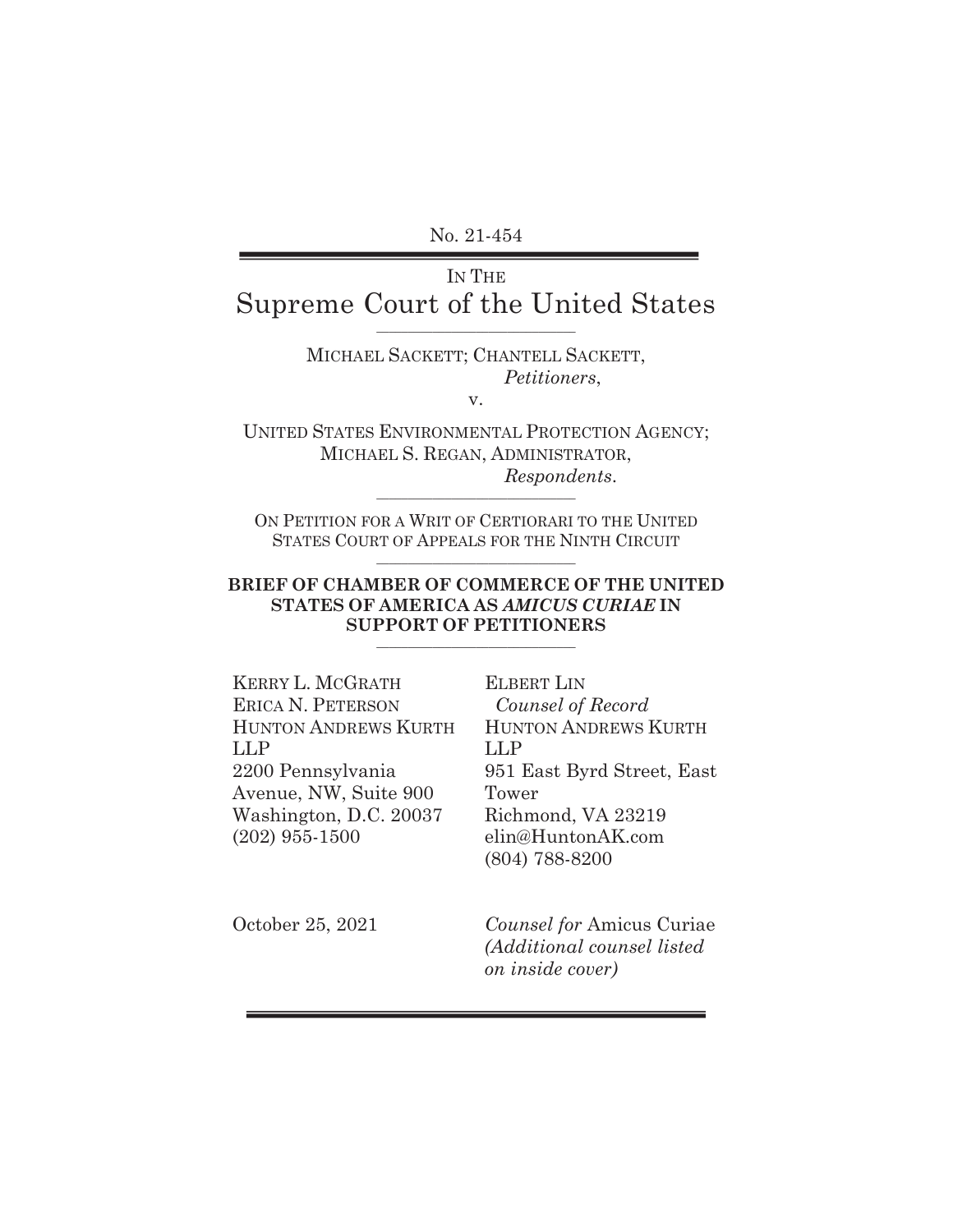No. 21-454

IN THE
# Supreme Court of the United States

MICHAEL SACKETT; CHANTELL SACKETT,
*Petitioners*,

v.

UNITED STATES ENVIRONMENTAL PROTECTION AGENCY;
MICHAEL S. REGAN, ADMINISTRATOR,
*Respondents*.

ON PETITION FOR A WRIT OF CERTIORARI TO THE UNITED STATES COURT OF APPEALS FOR THE NINTH CIRCUIT

**BRIEF OF CHAMBER OF COMMERCE OF THE UNITED STATES OF AMERICA AS *AMICUS CURIAE* IN SUPPORT OF PETITIONERS**

KERRY L. MCGRATH
ERICA N. PETERSON
HUNTON ANDREWS KURTH LLP
2200 Pennsylvania Avenue, NW, Suite 900
Washington, D.C. 20037
(202) 955-1500

ELBERT LIN
*Counsel of Record*
HUNTON ANDREWS KURTH LLP
951 East Byrd Street, East Tower
Richmond, VA 23219
elin@HuntonAK.com
(804) 788-8200

October 25, 2021

*Counsel for* Amicus Curiae
*(Additional counsel listed on inside cover)*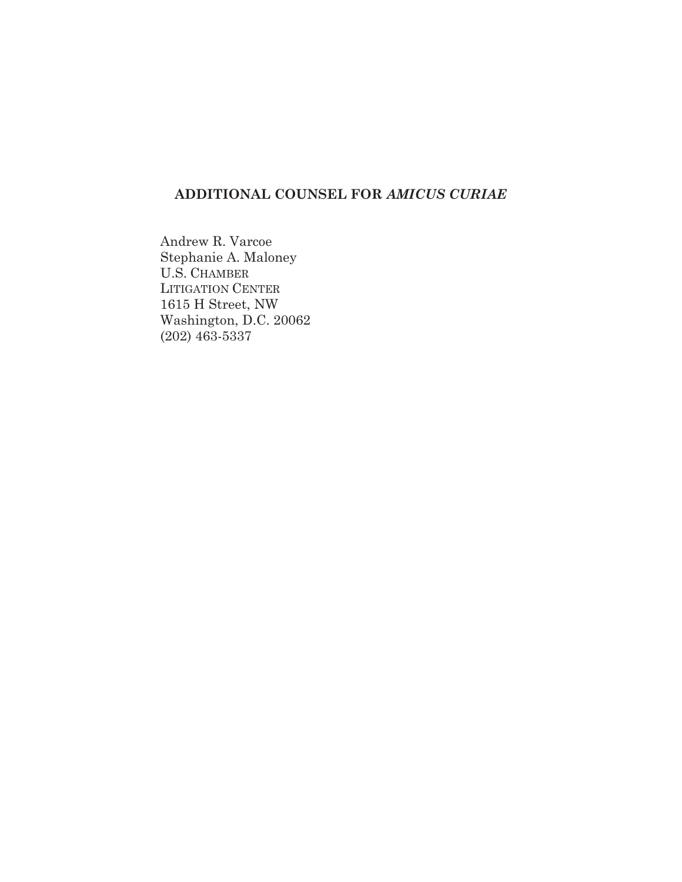**ADDITIONAL COUNSEL FOR *AMICUS CURIAE***

Andrew R. Varcoe  
Stephanie A. Maloney  
U.S. CHAMBER  
LITIGATION CENTER  
1615 H Street, NW  
Washington, D.C. 20062  
(202) 463-5337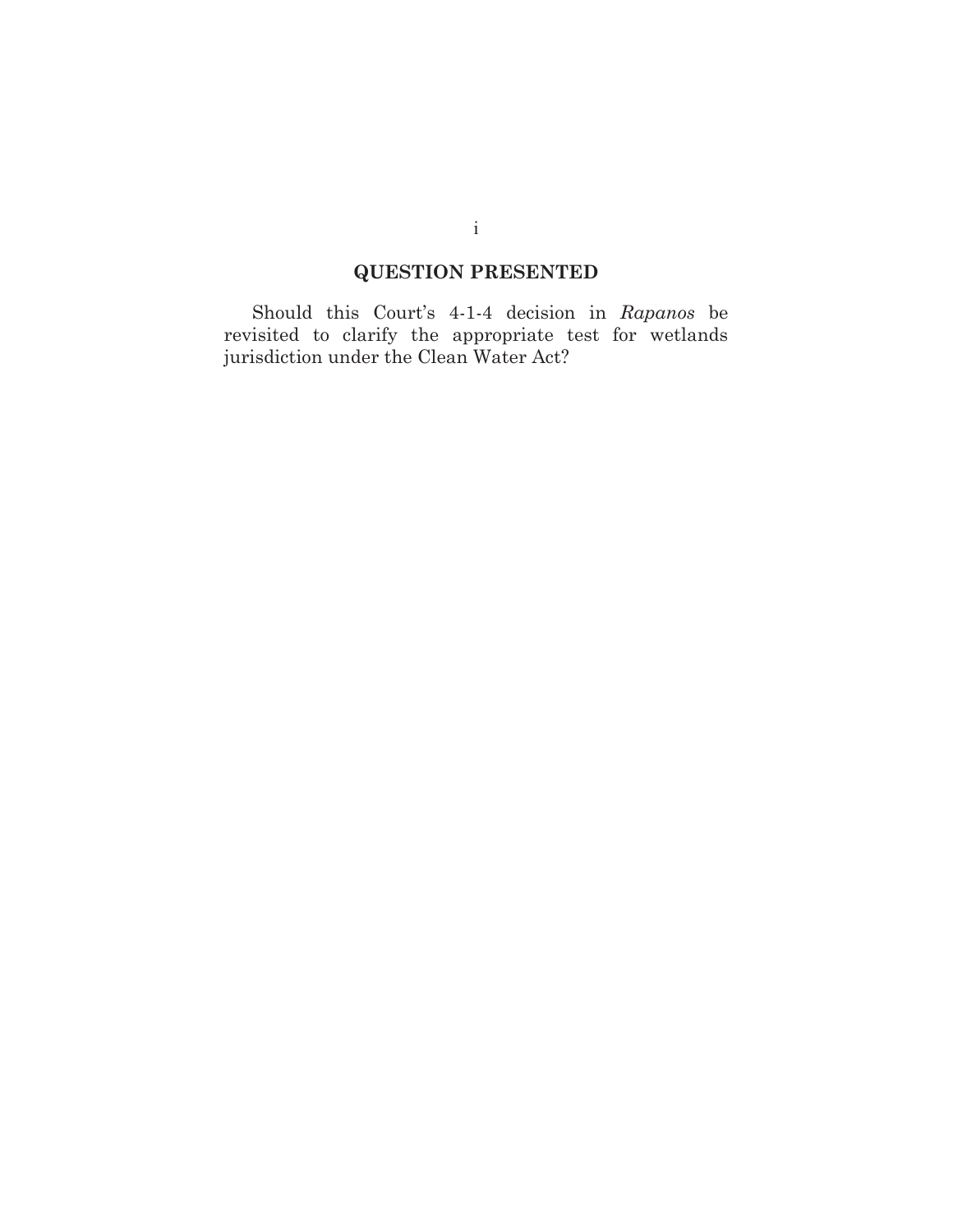## QUESTION PRESENTED

Should this Court's 4-1-4 decision in *Rapanos* be revisited to clarify the appropriate test for wetlands jurisdiction under the Clean Water Act?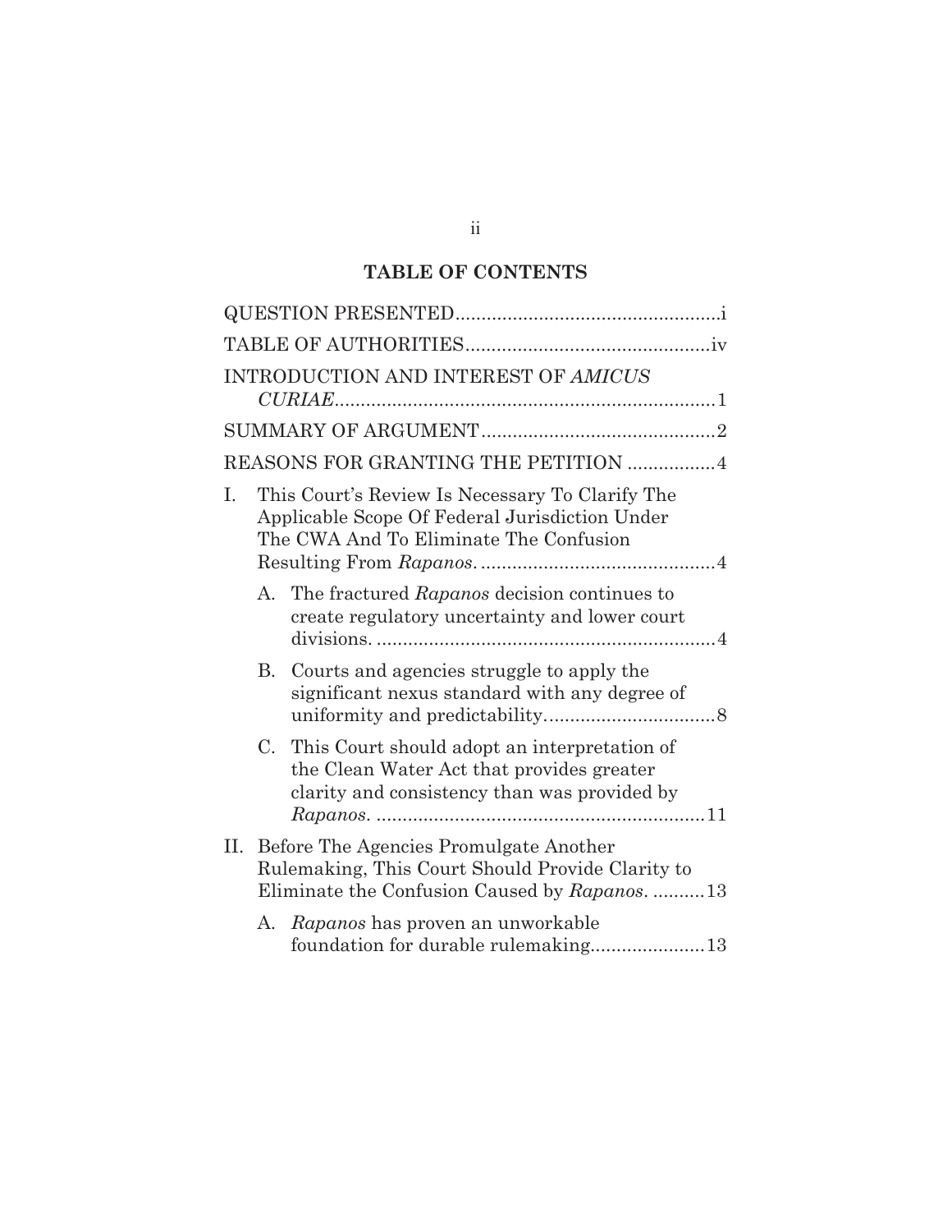## TABLE OF CONTENTS

QUESTION PRESENTED .................................................. i

TABLE OF AUTHORITIES .............................................. iv

INTRODUCTION AND INTEREST OF *AMICUS CURIAE* ......................................................................... 1

SUMMARY OF ARGUMENT ............................................ 2

REASONS FOR GRANTING THE PETITION ................. 4

I. This Court's Review Is Necessary To Clarify The Applicable Scope Of Federal Jurisdiction Under The CWA And To Eliminate The Confusion Resulting From *Rapanos*. ............................................. 4

   A. The fractured *Rapanos* decision continues to create regulatory uncertainty and lower court divisions. ................................................................. 4

   B. Courts and agencies struggle to apply the significant nexus standard with any degree of uniformity and predictability. ................................ 8

   C. This Court should adopt an interpretation of the Clean Water Act that provides greater clarity and consistency than was provided by *Rapanos*. .............................................................. 11

II. Before The Agencies Promulgate Another Rulemaking, This Court Should Provide Clarity to Eliminate the Confusion Caused by *Rapanos*. .......... 13

   A. *Rapanos* has proven an unworkable foundation for durable rulemaking...................... 13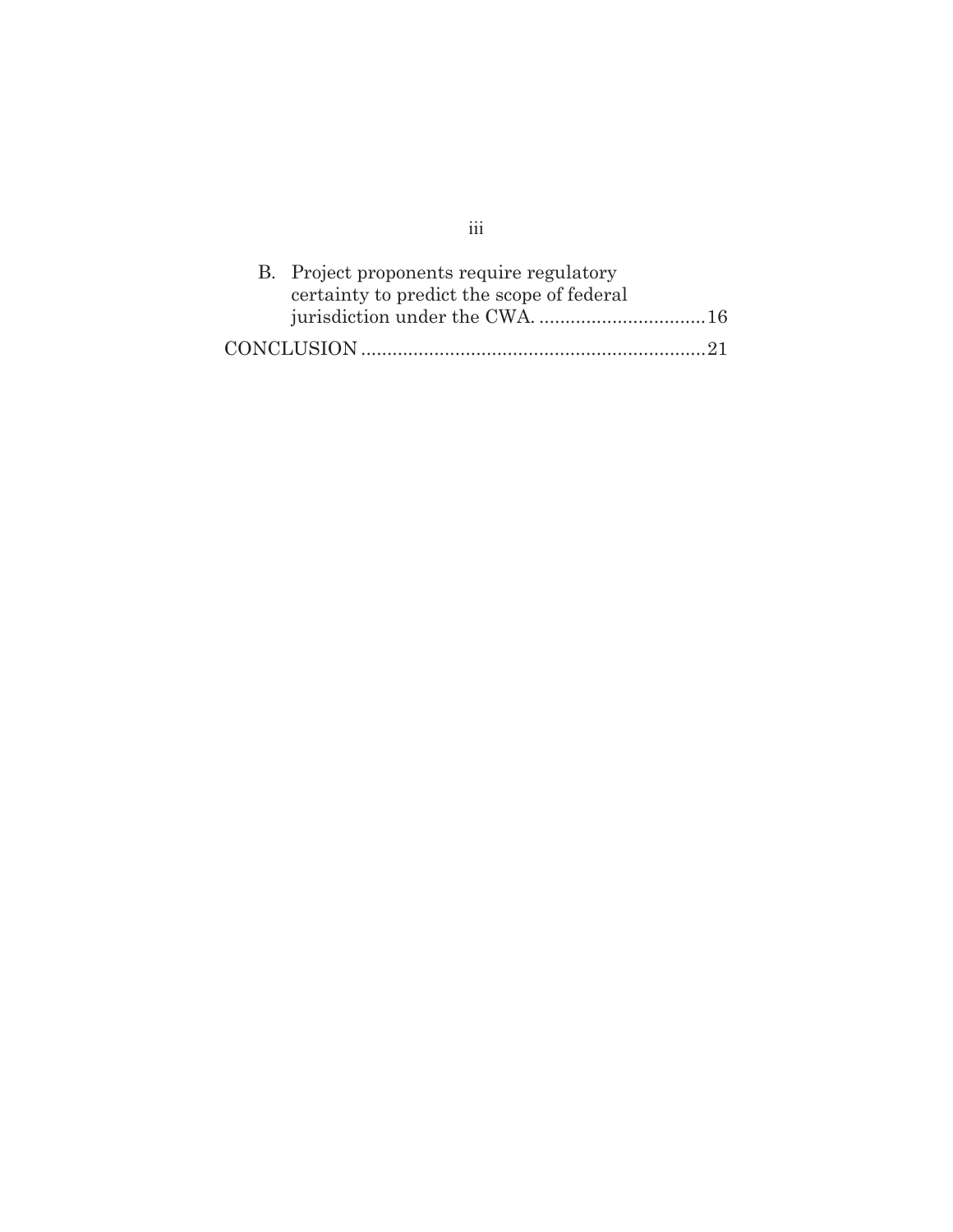B. Project proponents require regulatory certainty to predict the scope of federal jurisdiction under the CWA. ................................16

CONCLUSION ..................................................................21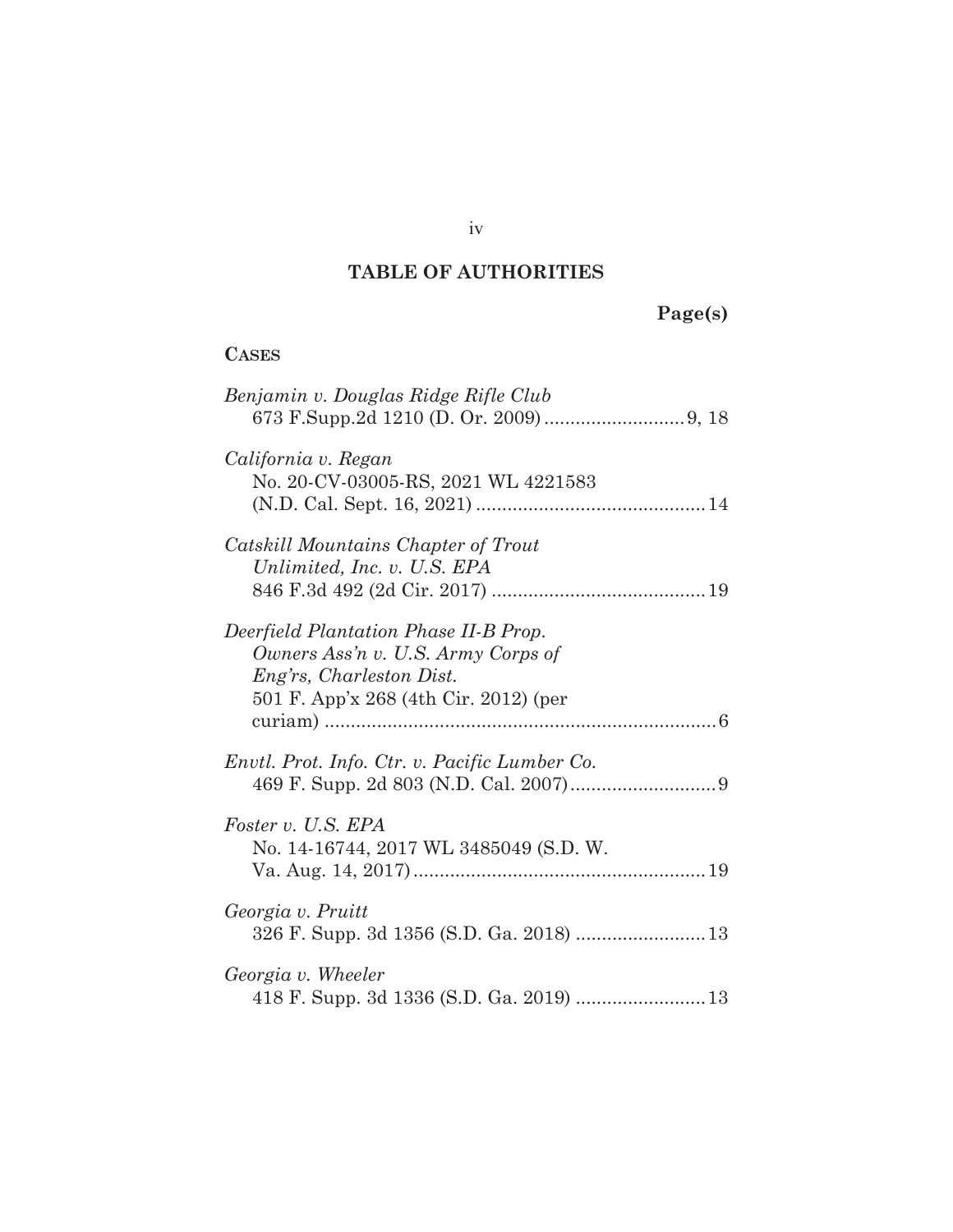## TABLE OF AUTHORITIES

**Page(s)**

**CASES**

*Benjamin v. Douglas Ridge Rifle Club*
673 F.Supp.2d 1210 (D. Or. 2009) .......................... 9, 18

*California v. Regan*
No. 20-CV-03005-RS, 2021 WL 4221583 (N.D. Cal. Sept. 16, 2021) ........................................... 14

*Catskill Mountains Chapter of Trout Unlimited, Inc. v. U.S. EPA*
846 F.3d 492 (2d Cir. 2017) ........................................ 19

*Deerfield Plantation Phase II-B Prop. Owners Ass'n v. U.S. Army Corps of Eng'rs, Charleston Dist.*
501 F. App'x 268 (4th Cir. 2012) (per curiam) .......................................................................... 6

*Envtl. Prot. Info. Ctr. v. Pacific Lumber Co.*
469 F. Supp. 2d 803 (N.D. Cal. 2007) ............................ 9

*Foster v. U.S. EPA*
No. 14-16744, 2017 WL 3485049 (S.D. W. Va. Aug. 14, 2017) ....................................................... 19

*Georgia v. Pruitt*
326 F. Supp. 3d 1356 (S.D. Ga. 2018) ......................... 13

*Georgia v. Wheeler*
418 F. Supp. 3d 1336 (S.D. Ga. 2019) ......................... 13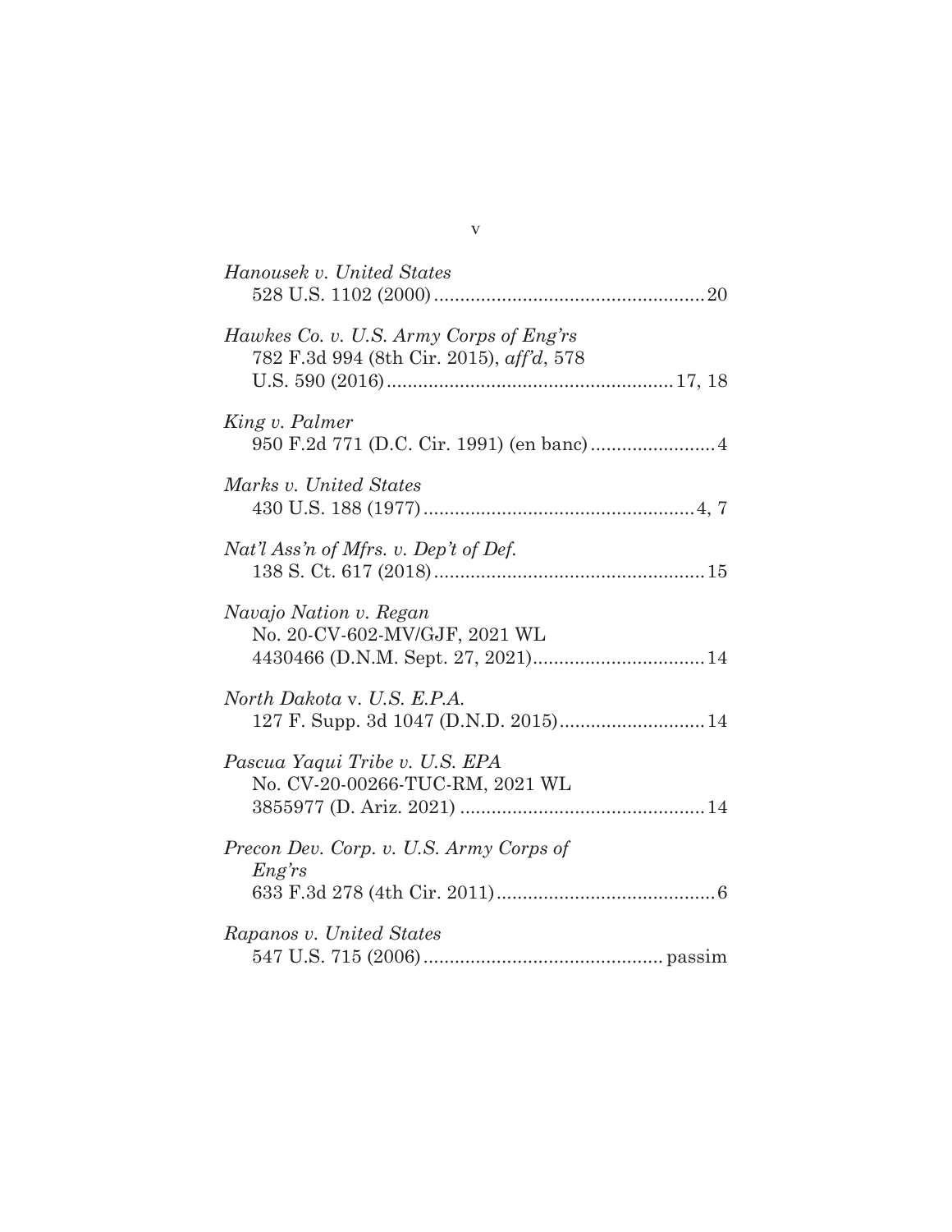*Hanousek v. United States*
528 U.S. 1102 (2000)....................................................20

*Hawkes Co. v. U.S. Army Corps of Eng'rs*
782 F.3d 994 (8th Cir. 2015), *aff'd*, 578 U.S. 590 (2016).......................................................17, 18

*King v. Palmer*
950 F.2d 771 (D.C. Cir. 1991) (en banc)........................4

*Marks v. United States*
430 U.S. 188 (1977)....................................................4, 7

*Nat'l Ass'n of Mfrs. v. Dep't of Def.*
138 S. Ct. 617 (2018)....................................................15

*Navajo Nation v. Regan*
No. 20-CV-602-MV/GJF, 2021 WL 4430466 (D.N.M. Sept. 27, 2021).................................14

*North Dakota* v. *U.S. E.P.A.*
127 F. Supp. 3d 1047 (D.N.D. 2015)............................14

*Pascua Yaqui Tribe v. U.S. EPA*
No. CV-20-00266-TUC-RM, 2021 WL 3855977 (D. Ariz. 2021) ...............................................14

*Precon Dev. Corp. v. U.S. Army Corps of Eng'rs*
633 F.3d 278 (4th Cir. 2011)..........................................6

*Rapanos v. United States*
547 U.S. 715 (2006).............................................. passim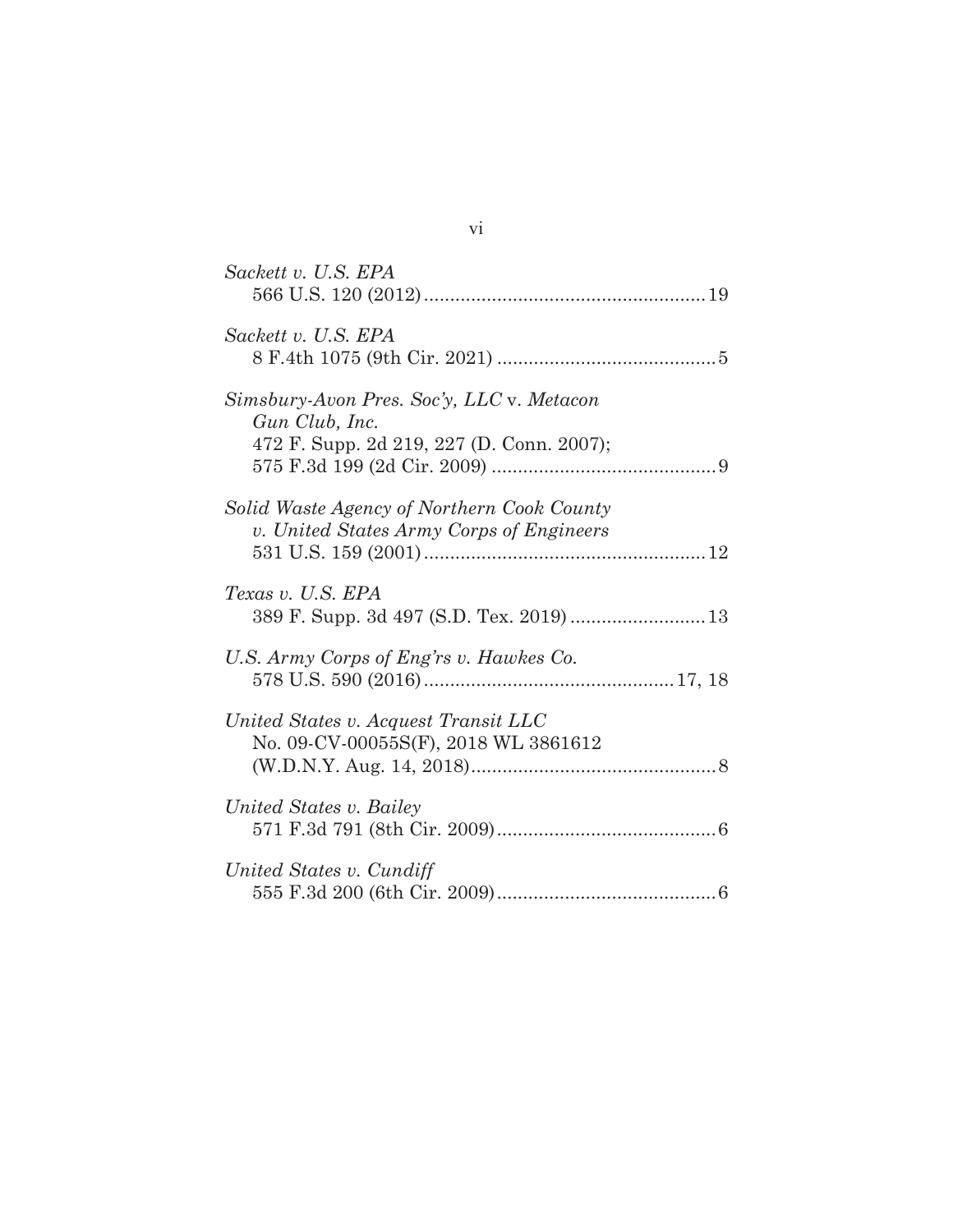*Sackett v. U.S. EPA*
566 U.S. 120 (2012) ....................................................... 19

*Sackett v. U.S. EPA*
8 F.4th 1075 (9th Cir. 2021) ........................................... 5

*Simsbury-Avon Pres. Soc'y, LLC* v. *Metacon Gun Club, Inc.*
472 F. Supp. 2d 219, 227 (D. Conn. 2007);
575 F.3d 199 (2d Cir. 2009) ............................................ 9

*Solid Waste Agency of Northern Cook County v. United States Army Corps of Engineers*
531 U.S. 159 (2001) ....................................................... 12

*Texas v. U.S. EPA*
389 F. Supp. 3d 497 (S.D. Tex. 2019) .......................... 13

*U.S. Army Corps of Eng'rs v. Hawkes Co.*
578 U.S. 590 (2016) ................................................. 17, 18

*United States v. Acquest Transit LLC*
No. 09-CV-00055S(F), 2018 WL 3861612
(W.D.N.Y. Aug. 14, 2018) ................................................ 8

*United States v. Bailey*
571 F.3d 791 (8th Cir. 2009) ........................................... 6

*United States v. Cundiff*
555 F.3d 200 (6th Cir. 2009) ........................................... 6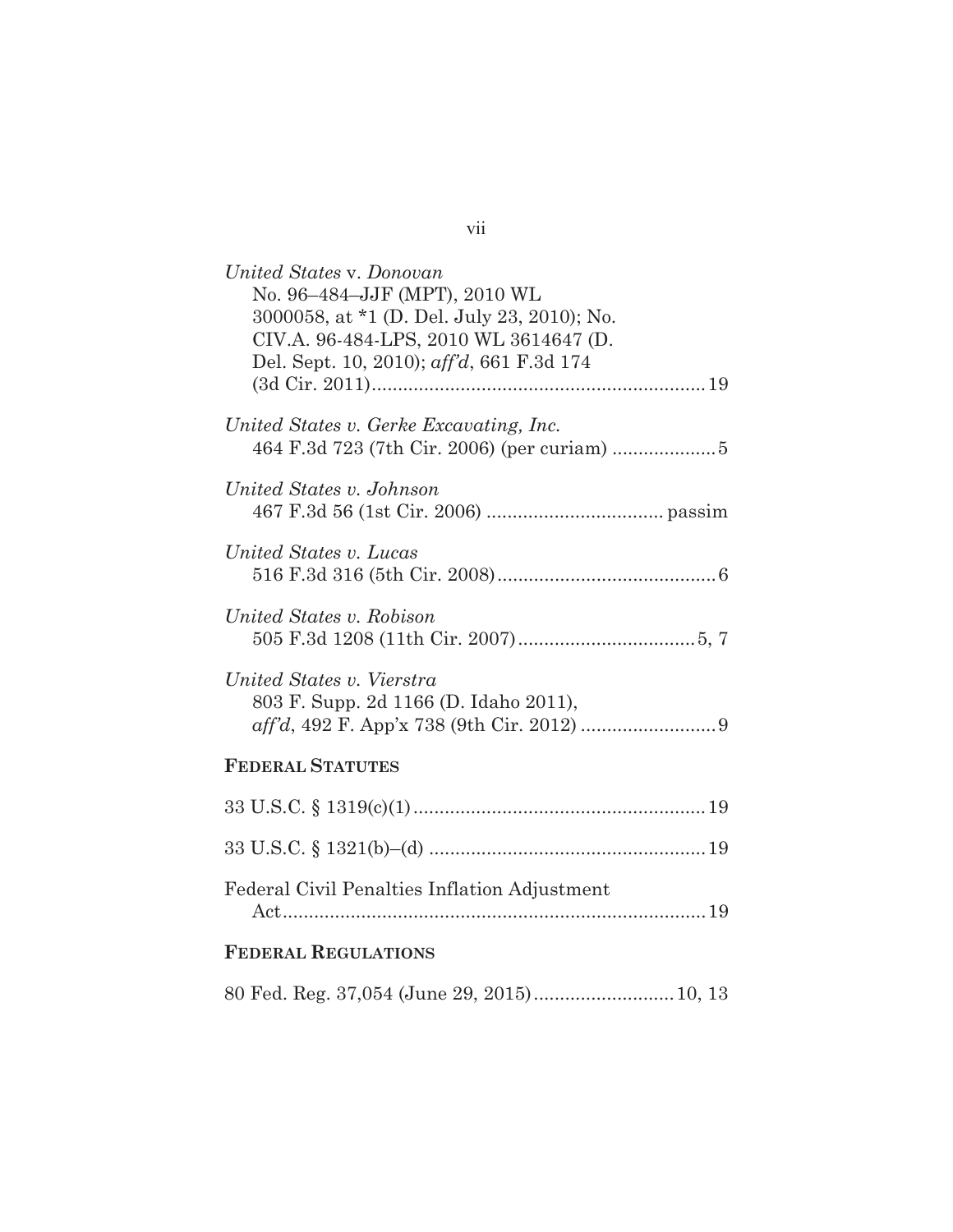*United States* v. *Donovan*
No. 96–484–JJF (MPT), 2010 WL 3000058, at *1 (D. Del. July 23, 2010); No. CIV.A. 96-484-LPS, 2010 WL 3614647 (D. Del. Sept. 10, 2010); *aff'd*, 661 F.3d 174 (3d Cir. 2011) ................................................................ 19

*United States v. Gerke Excavating, Inc.*
464 F.3d 723 (7th Cir. 2006) (per curiam) .................... 5

*United States v. Johnson*
467 F.3d 56 (1st Cir. 2006) ................................. passim

*United States v. Lucas*
516 F.3d 316 (5th Cir. 2008) .......................................... 6

*United States v. Robison*
505 F.3d 1208 (11th Cir. 2007) ................................. 5, 7

*United States v. Vierstra*
803 F. Supp. 2d 1166 (D. Idaho 2011), *aff'd*, 492 F. App'x 738 (9th Cir. 2012) .......................... 9

**FEDERAL STATUTES**

33 U.S.C. § 1319(c)(1) ....................................................... 19

33 U.S.C. § 1321(b)–(d) ..................................................... 19

Federal Civil Penalties Inflation Adjustment Act ................................................................................. 19

**FEDERAL REGULATIONS**

80 Fed. Reg. 37,054 (June 29, 2015) ........................... 10, 13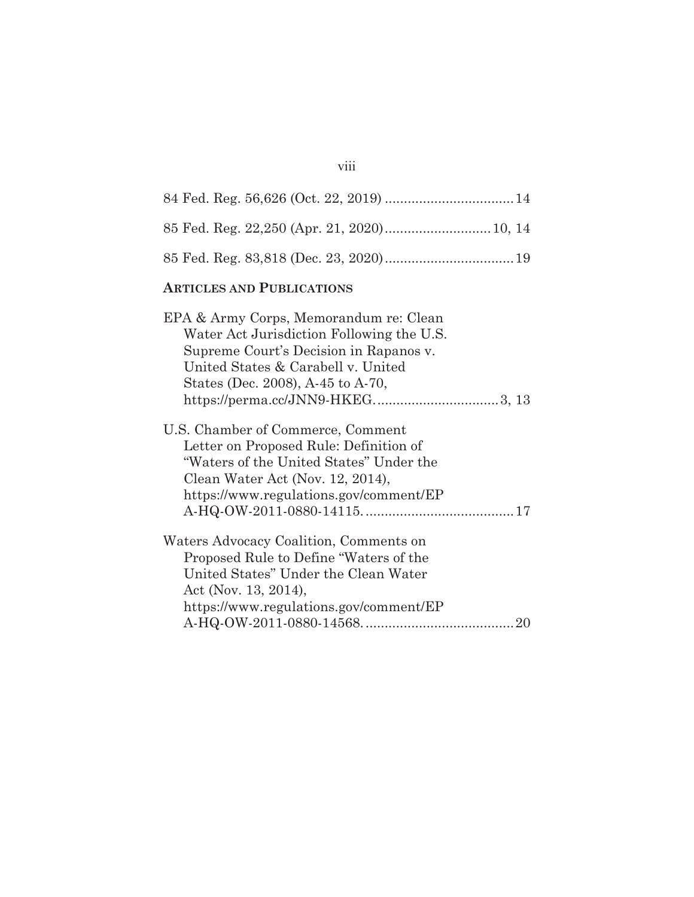84 Fed. Reg. 56,626 (Oct. 22, 2019) .................................. 14

85 Fed. Reg. 22,250 (Apr. 21, 2020) ........................... 10, 14

85 Fed. Reg. 83,818 (Dec. 23, 2020) .................................. 19

**ARTICLES AND PUBLICATIONS**

EPA & Army Corps, Memorandum re: Clean Water Act Jurisdiction Following the U.S. Supreme Court's Decision in Rapanos v. United States & Carabell v. United States (Dec. 2008), A-45 to A-70, https://perma.cc/JNN9-HKEG. ............................... 3, 13

U.S. Chamber of Commerce, Comment Letter on Proposed Rule: Definition of "Waters of the United States" Under the Clean Water Act (Nov. 12, 2014), https://www.regulations.gov/comment/EPA-HQ-OW-2011-0880-14115. ...................................... 17

Waters Advocacy Coalition, Comments on Proposed Rule to Define "Waters of the United States" Under the Clean Water Act (Nov. 13, 2014), https://www.regulations.gov/comment/EPA-HQ-OW-2011-0880-14568. ...................................... 20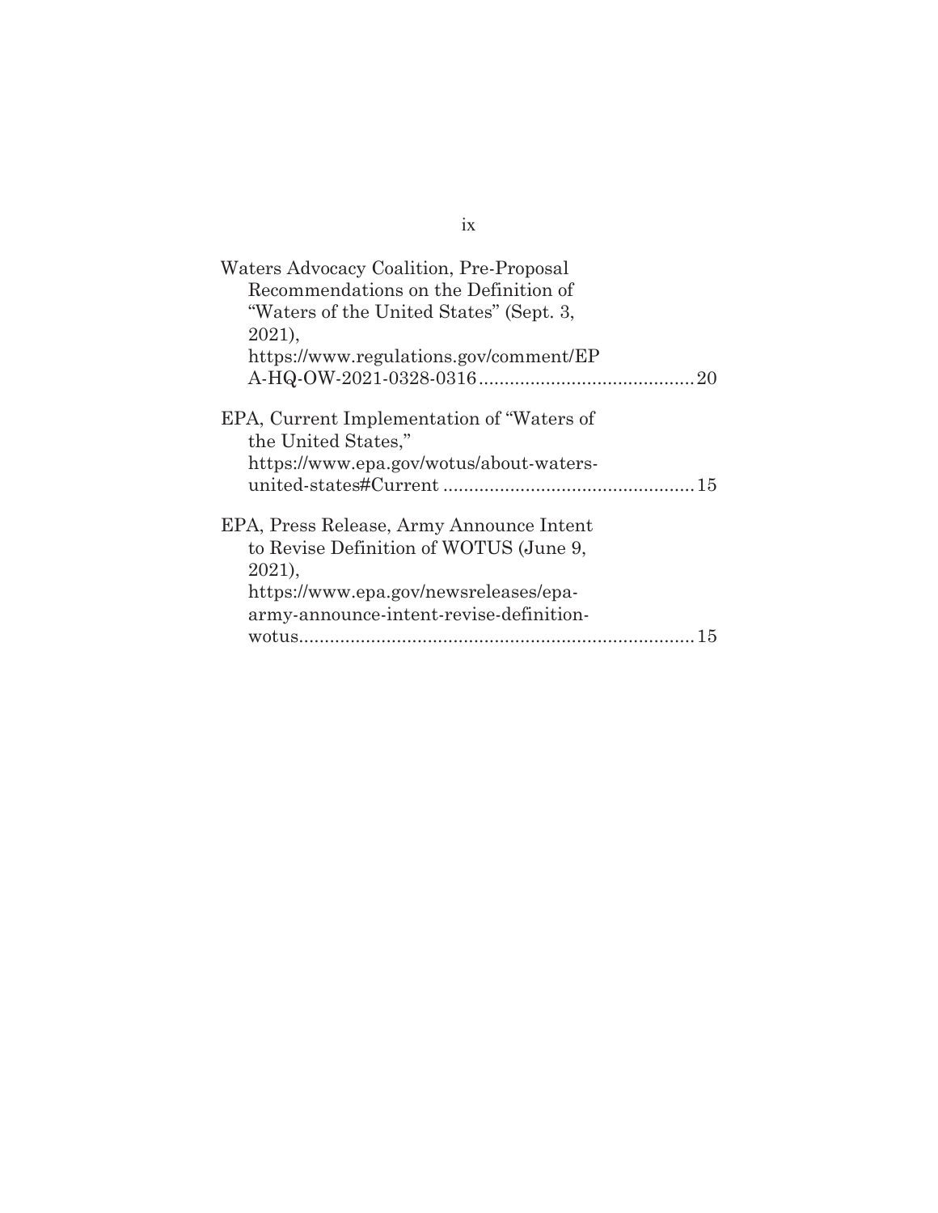Waters Advocacy Coalition, Pre-Proposal Recommendations on the Definition of "Waters of the United States" (Sept. 3, 2021), https://www.regulations.gov/comment/EPA-HQ-OW-2021-0328-0316 .......................................... 20

EPA, Current Implementation of "Waters of the United States," https://www.epa.gov/wotus/about-waters-united-states#Current ................................................ 15

EPA, Press Release, Army Announce Intent to Revise Definition of WOTUS (June 9, 2021), https://www.epa.gov/newsreleases/epa-army-announce-intent-revise-definition-wotus............................................................................ 15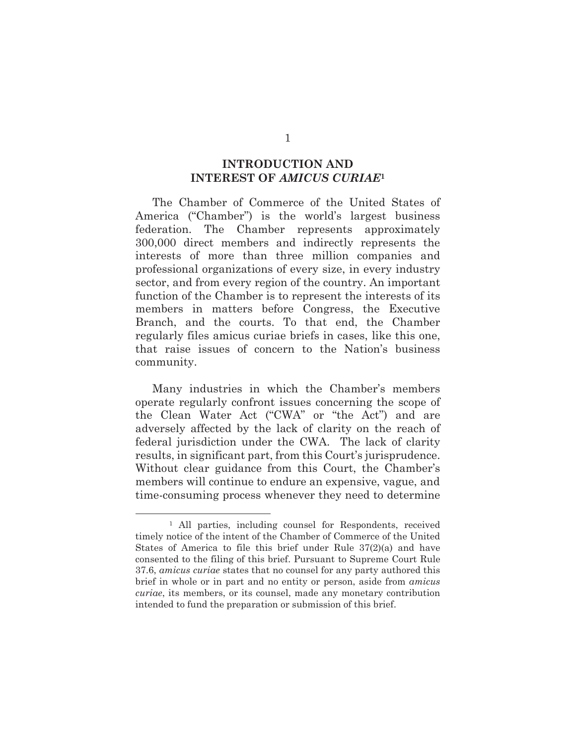## INTRODUCTION AND INTEREST OF *AMICUS CURIAE*[1]

The Chamber of Commerce of the United States of America ("Chamber") is the world's largest business federation. The Chamber represents approximately 300,000 direct members and indirectly represents the interests of more than three million companies and professional organizations of every size, in every industry sector, and from every region of the country. An important function of the Chamber is to represent the interests of its members in matters before Congress, the Executive Branch, and the courts. To that end, the Chamber regularly files amicus curiae briefs in cases, like this one, that raise issues of concern to the Nation's business community.

Many industries in which the Chamber's members operate regularly confront issues concerning the scope of the Clean Water Act ("CWA" or "the Act") and are adversely affected by the lack of clarity on the reach of federal jurisdiction under the CWA. The lack of clarity results, in significant part, from this Court's jurisprudence. Without clear guidance from this Court, the Chamber's members will continue to endure an expensive, vague, and time-consuming process whenever they need to determine

[1] All parties, including counsel for Respondents, received timely notice of the intent of the Chamber of Commerce of the United States of America to file this brief under Rule 37(2)(a) and have consented to the filing of this brief. Pursuant to Supreme Court Rule 37.6, *amicus curiae* states that no counsel for any party authored this brief in whole or in part and no entity or person, aside from *amicus curiae*, its members, or its counsel, made any monetary contribution intended to fund the preparation or submission of this brief.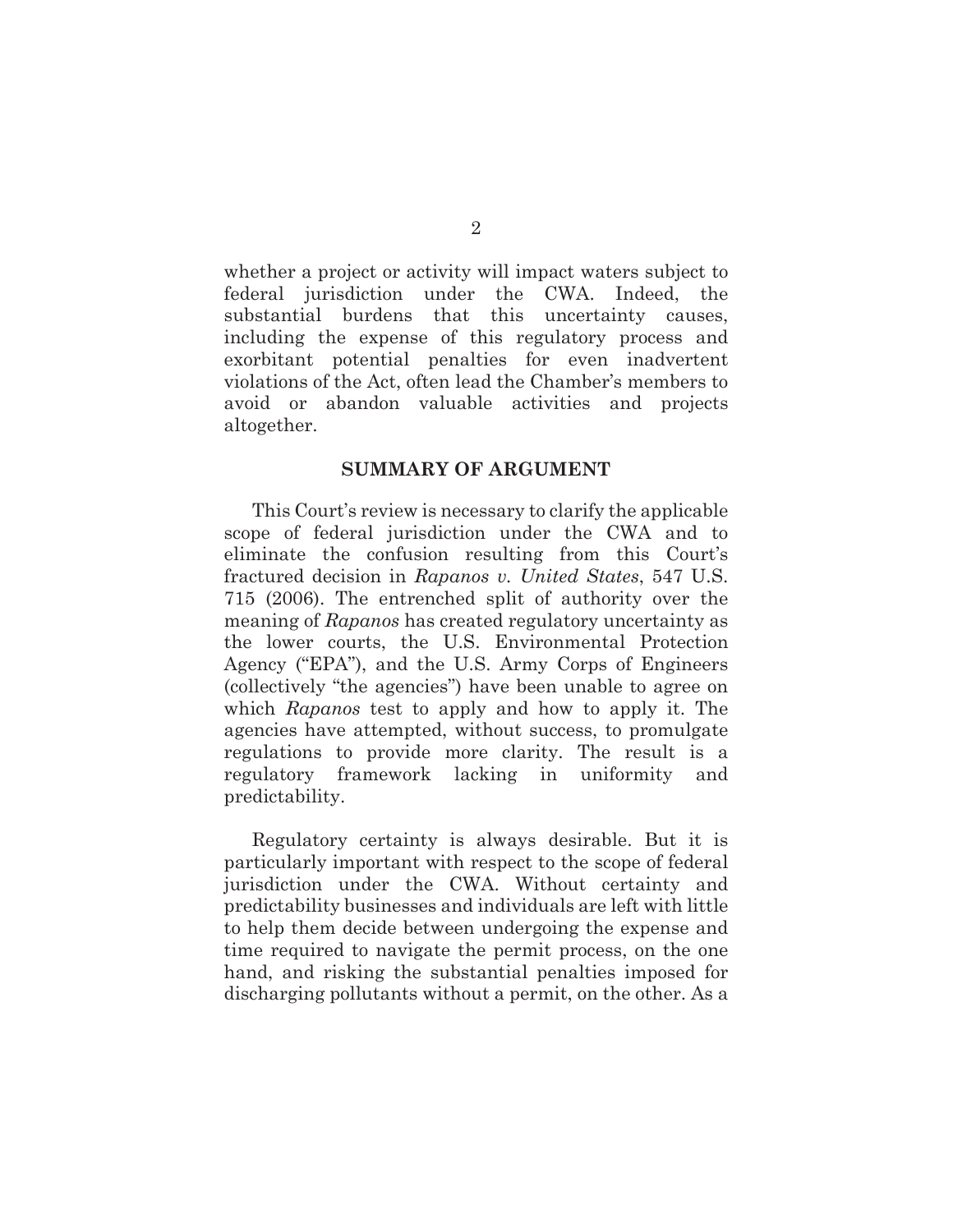whether a project or activity will impact waters subject to federal jurisdiction under the CWA. Indeed, the substantial burdens that this uncertainty causes, including the expense of this regulatory process and exorbitant potential penalties for even inadvertent violations of the Act, often lead the Chamber's members to avoid or abandon valuable activities and projects altogether.

## SUMMARY OF ARGUMENT

This Court's review is necessary to clarify the applicable scope of federal jurisdiction under the CWA and to eliminate the confusion resulting from this Court's fractured decision in *Rapanos v. United States*, 547 U.S. 715 (2006). The entrenched split of authority over the meaning of *Rapanos* has created regulatory uncertainty as the lower courts, the U.S. Environmental Protection Agency ("EPA"), and the U.S. Army Corps of Engineers (collectively "the agencies") have been unable to agree on which *Rapanos* test to apply and how to apply it. The agencies have attempted, without success, to promulgate regulations to provide more clarity. The result is a regulatory framework lacking in uniformity and predictability.

Regulatory certainty is always desirable. But it is particularly important with respect to the scope of federal jurisdiction under the CWA. Without certainty and predictability businesses and individuals are left with little to help them decide between undergoing the expense and time required to navigate the permit process, on the one hand, and risking the substantial penalties imposed for discharging pollutants without a permit, on the other. As a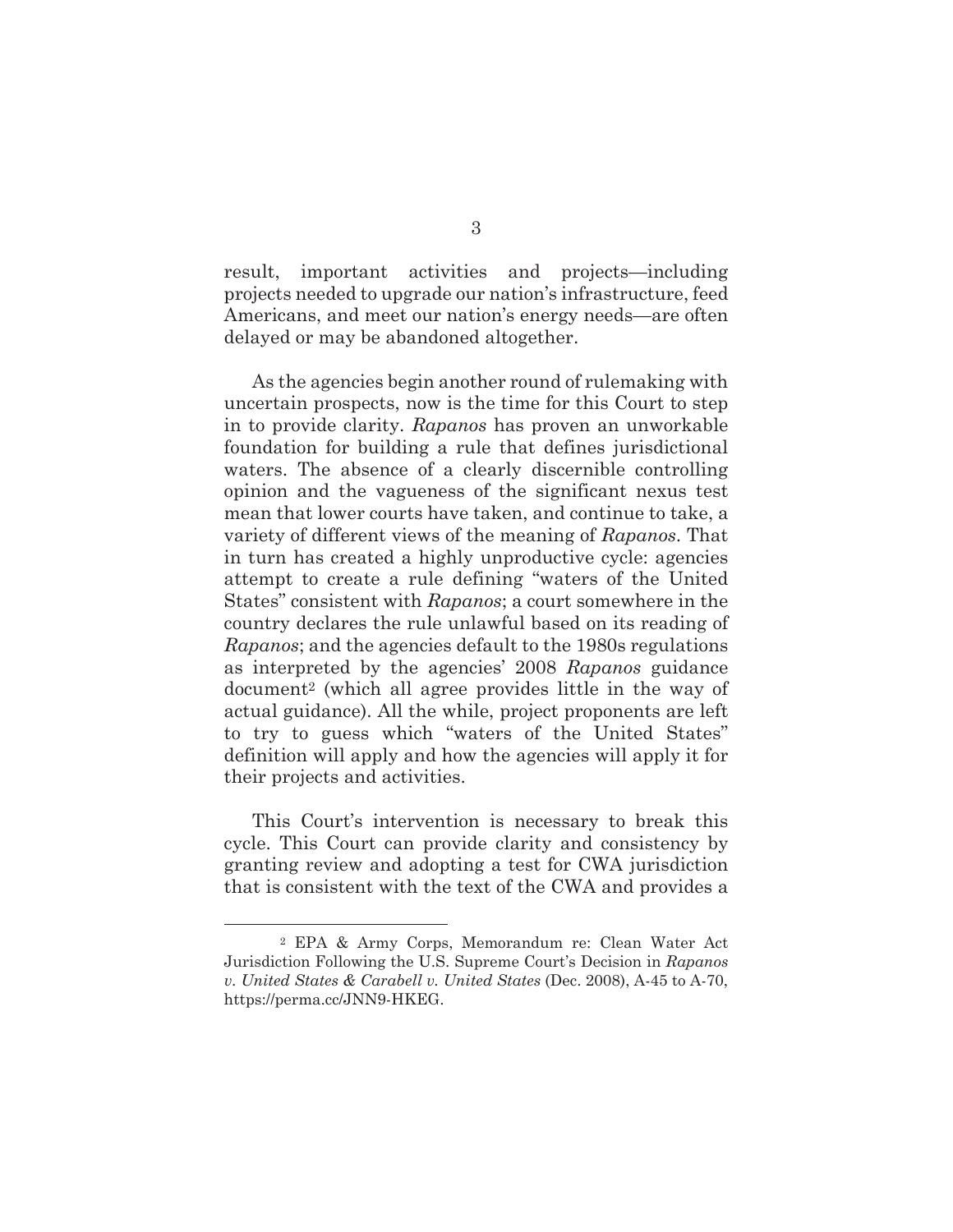result, important activities and projects—including projects needed to upgrade our nation's infrastructure, feed Americans, and meet our nation's energy needs—are often delayed or may be abandoned altogether.

As the agencies begin another round of rulemaking with uncertain prospects, now is the time for this Court to step in to provide clarity. *Rapanos* has proven an unworkable foundation for building a rule that defines jurisdictional waters. The absence of a clearly discernible controlling opinion and the vagueness of the significant nexus test mean that lower courts have taken, and continue to take, a variety of different views of the meaning of *Rapanos*. That in turn has created a highly unproductive cycle: agencies attempt to create a rule defining "waters of the United States" consistent with *Rapanos*; a court somewhere in the country declares the rule unlawful based on its reading of *Rapanos*; and the agencies default to the 1980s regulations as interpreted by the agencies' 2008 *Rapanos* guidance document[2] (which all agree provides little in the way of actual guidance). All the while, project proponents are left to try to guess which "waters of the United States" definition will apply and how the agencies will apply it for their projects and activities.

This Court's intervention is necessary to break this cycle. This Court can provide clarity and consistency by granting review and adopting a test for CWA jurisdiction that is consistent with the text of the CWA and provides a

---

[2] EPA & Army Corps, Memorandum re: Clean Water Act Jurisdiction Following the U.S. Supreme Court's Decision in *Rapanos v. United States & Carabell v. United States* (Dec. 2008), A-45 to A-70, https://perma.cc/JNN9-HKEG.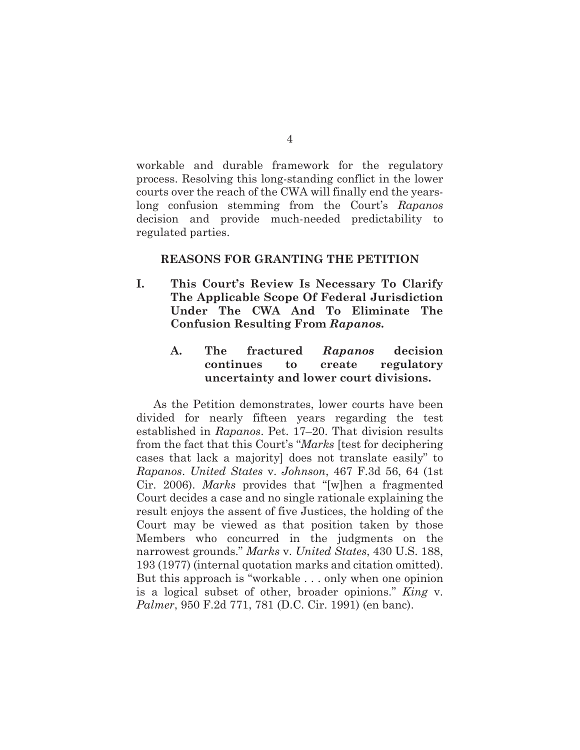workable and durable framework for the regulatory process. Resolving this long-standing conflict in the lower courts over the reach of the CWA will finally end the years-long confusion stemming from the Court's *Rapanos* decision and provide much-needed predictability to regulated parties.

## REASONS FOR GRANTING THE PETITION

### I. This Court's Review Is Necessary To Clarify The Applicable Scope Of Federal Jurisdiction Under The CWA And To Eliminate The Confusion Resulting From *Rapanos.*

#### A. The fractured *Rapanos* decision continues to create regulatory uncertainty and lower court divisions.

As the Petition demonstrates, lower courts have been divided for nearly fifteen years regarding the test established in *Rapanos*. Pet. 17–20. That division results from the fact that this Court's "*Marks* [test for deciphering cases that lack a majority] does not translate easily" to *Rapanos*. *United States* v. *Johnson*, 467 F.3d 56, 64 (1st Cir. 2006). *Marks* provides that "[w]hen a fragmented Court decides a case and no single rationale explaining the result enjoys the assent of five Justices, the holding of the Court may be viewed as that position taken by those Members who concurred in the judgments on the narrowest grounds." *Marks* v. *United States*, 430 U.S. 188, 193 (1977) (internal quotation marks and citation omitted). But this approach is "workable . . . only when one opinion is a logical subset of other, broader opinions." *King* v. *Palmer*, 950 F.2d 771, 781 (D.C. Cir. 1991) (en banc).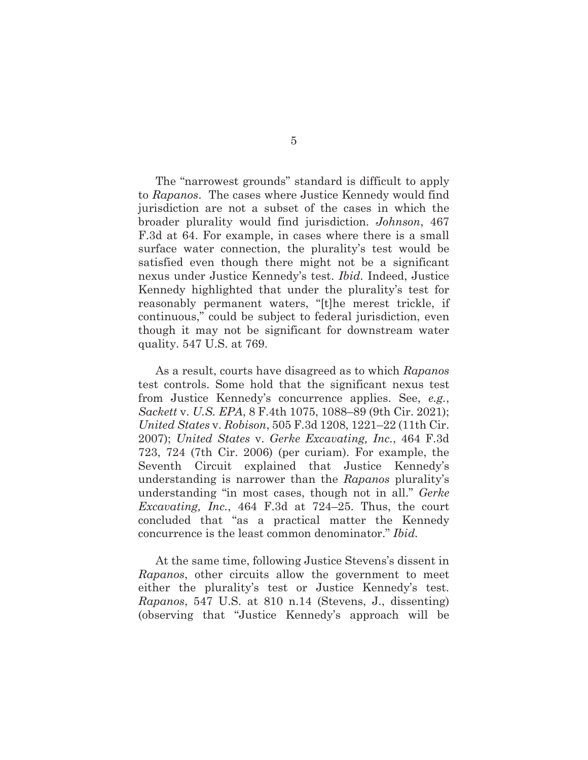The "narrowest grounds" standard is difficult to apply to *Rapanos*. The cases where Justice Kennedy would find jurisdiction are not a subset of the cases in which the broader plurality would find jurisdiction. *Johnson*, 467 F.3d at 64. For example, in cases where there is a small surface water connection, the plurality's test would be satisfied even though there might not be a significant nexus under Justice Kennedy's test. *Ibid.* Indeed, Justice Kennedy highlighted that under the plurality's test for reasonably permanent waters, "[t]he merest trickle, if continuous," could be subject to federal jurisdiction, even though it may not be significant for downstream water quality. 547 U.S. at 769.

As a result, courts have disagreed as to which *Rapanos* test controls. Some hold that the significant nexus test from Justice Kennedy's concurrence applies. See, *e.g.*, *Sackett* v. *U.S. EPA*, 8 F.4th 1075, 1088–89 (9th Cir. 2021); *United States* v. *Robison*, 505 F.3d 1208, 1221–22 (11th Cir. 2007); *United States* v. *Gerke Excavating, Inc.*, 464 F.3d 723, 724 (7th Cir. 2006) (per curiam). For example, the Seventh Circuit explained that Justice Kennedy's understanding is narrower than the *Rapanos* plurality's understanding "in most cases, though not in all." *Gerke Excavating, Inc.*, 464 F.3d at 724–25. Thus, the court concluded that "as a practical matter the Kennedy concurrence is the least common denominator." *Ibid.*

At the same time, following Justice Stevens's dissent in *Rapanos*, other circuits allow the government to meet either the plurality's test or Justice Kennedy's test. *Rapanos*, 547 U.S. at 810 n.14 (Stevens, J., dissenting) (observing that "Justice Kennedy's approach will be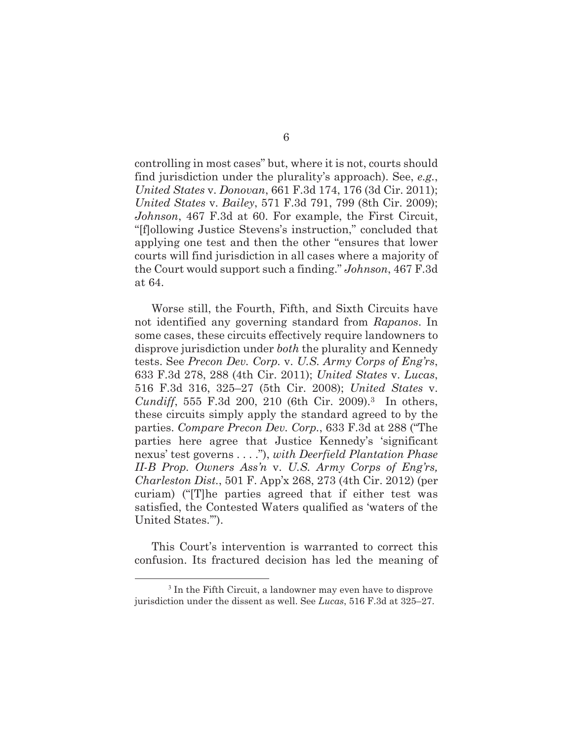controlling in most cases" but, where it is not, courts should find jurisdiction under the plurality's approach). See, *e.g.*, *United States* v. *Donovan*, 661 F.3d 174, 176 (3d Cir. 2011); *United States* v. *Bailey*, 571 F.3d 791, 799 (8th Cir. 2009); *Johnson*, 467 F.3d at 60. For example, the First Circuit, "[f]ollowing Justice Stevens's instruction," concluded that applying one test and then the other "ensures that lower courts will find jurisdiction in all cases where a majority of the Court would support such a finding." *Johnson*, 467 F.3d at 64.

Worse still, the Fourth, Fifth, and Sixth Circuits have not identified any governing standard from *Rapanos*. In some cases, these circuits effectively require landowners to disprove jurisdiction under *both* the plurality and Kennedy tests. See *Precon Dev. Corp.* v. *U.S. Army Corps of Eng'rs*, 633 F.3d 278, 288 (4th Cir. 2011); *United States* v. *Lucas*, 516 F.3d 316, 325–27 (5th Cir. 2008); *United States* v. *Cundiff*, 555 F.3d 200, 210 (6th Cir. 2009).[3] In others, these circuits simply apply the standard agreed to by the parties. *Compare Precon Dev. Corp.*, 633 F.3d at 288 ("The parties here agree that Justice Kennedy's 'significant nexus' test governs . . . ."), *with Deerfield Plantation Phase II-B Prop. Owners Ass'n* v. *U.S. Army Corps of Eng'rs, Charleston Dist.*, 501 F. App'x 268, 273 (4th Cir. 2012) (per curiam) ("[T]he parties agreed that if either test was satisfied, the Contested Waters qualified as 'waters of the United States.'").

This Court's intervention is warranted to correct this confusion. Its fractured decision has led the meaning of

[3] In the Fifth Circuit, a landowner may even have to disprove jurisdiction under the dissent as well. See *Lucas*, 516 F.3d at 325–27.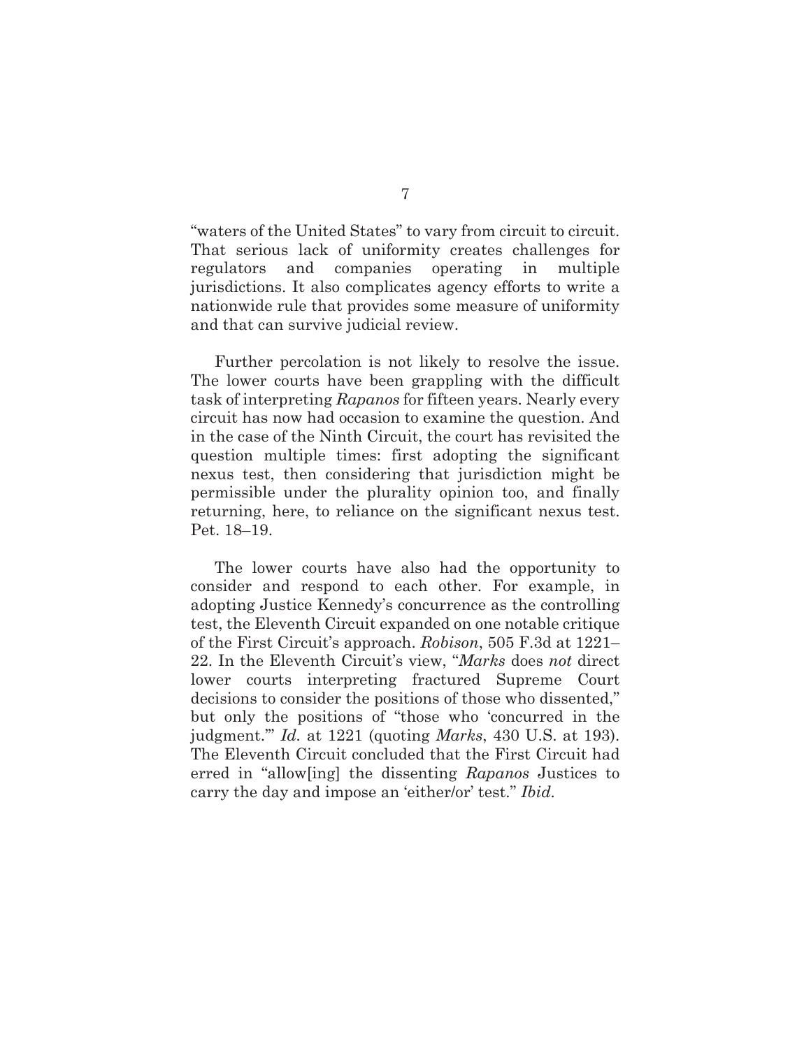"waters of the United States" to vary from circuit to circuit. That serious lack of uniformity creates challenges for regulators and companies operating in multiple jurisdictions. It also complicates agency efforts to write a nationwide rule that provides some measure of uniformity and that can survive judicial review.

Further percolation is not likely to resolve the issue. The lower courts have been grappling with the difficult task of interpreting *Rapanos* for fifteen years. Nearly every circuit has now had occasion to examine the question. And in the case of the Ninth Circuit, the court has revisited the question multiple times: first adopting the significant nexus test, then considering that jurisdiction might be permissible under the plurality opinion too, and finally returning, here, to reliance on the significant nexus test. Pet. 18–19.

The lower courts have also had the opportunity to consider and respond to each other. For example, in adopting Justice Kennedy's concurrence as the controlling test, the Eleventh Circuit expanded on one notable critique of the First Circuit's approach. *Robison*, 505 F.3d at 1221–22. In the Eleventh Circuit's view, "*Marks* does *not* direct lower courts interpreting fractured Supreme Court decisions to consider the positions of those who dissented," but only the positions of "those who 'concurred in the judgment.'" *Id.* at 1221 (quoting *Marks*, 430 U.S. at 193). The Eleventh Circuit concluded that the First Circuit had erred in "allow[ing] the dissenting *Rapanos* Justices to carry the day and impose an 'either/or' test." *Ibid.*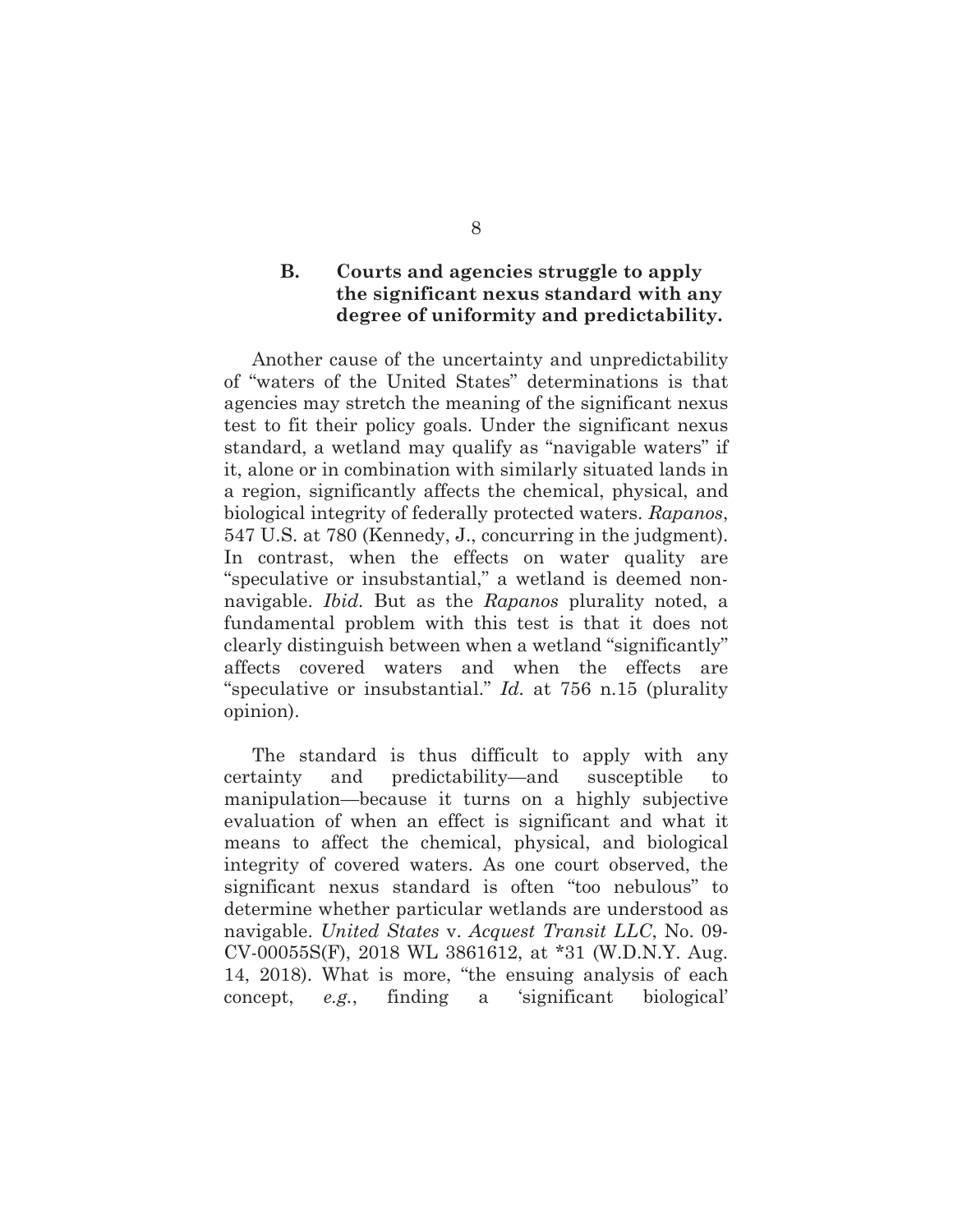### B. Courts and agencies struggle to apply the significant nexus standard with any degree of uniformity and predictability.

Another cause of the uncertainty and unpredictability of "waters of the United States" determinations is that agencies may stretch the meaning of the significant nexus test to fit their policy goals. Under the significant nexus standard, a wetland may qualify as "navigable waters" if it, alone or in combination with similarly situated lands in a region, significantly affects the chemical, physical, and biological integrity of federally protected waters. *Rapanos*, 547 U.S. at 780 (Kennedy, J., concurring in the judgment). In contrast, when the effects on water quality are "speculative or insubstantial," a wetland is deemed non-navigable. *Ibid.* But as the *Rapanos* plurality noted, a fundamental problem with this test is that it does not clearly distinguish between when a wetland "significantly" affects covered waters and when the effects are "speculative or insubstantial." *Id.* at 756 n.15 (plurality opinion).

The standard is thus difficult to apply with any certainty and predictability—and susceptible to manipulation—because it turns on a highly subjective evaluation of when an effect is significant and what it means to affect the chemical, physical, and biological integrity of covered waters. As one court observed, the significant nexus standard is often "too nebulous" to determine whether particular wetlands are understood as navigable. *United States* v. *Acquest Transit LLC*, No. 09-CV-00055S(F), 2018 WL 3861612, at *31 (W.D.N.Y. Aug. 14, 2018). What is more, "the ensuing analysis of each concept, *e.g.*, finding a 'significant biological'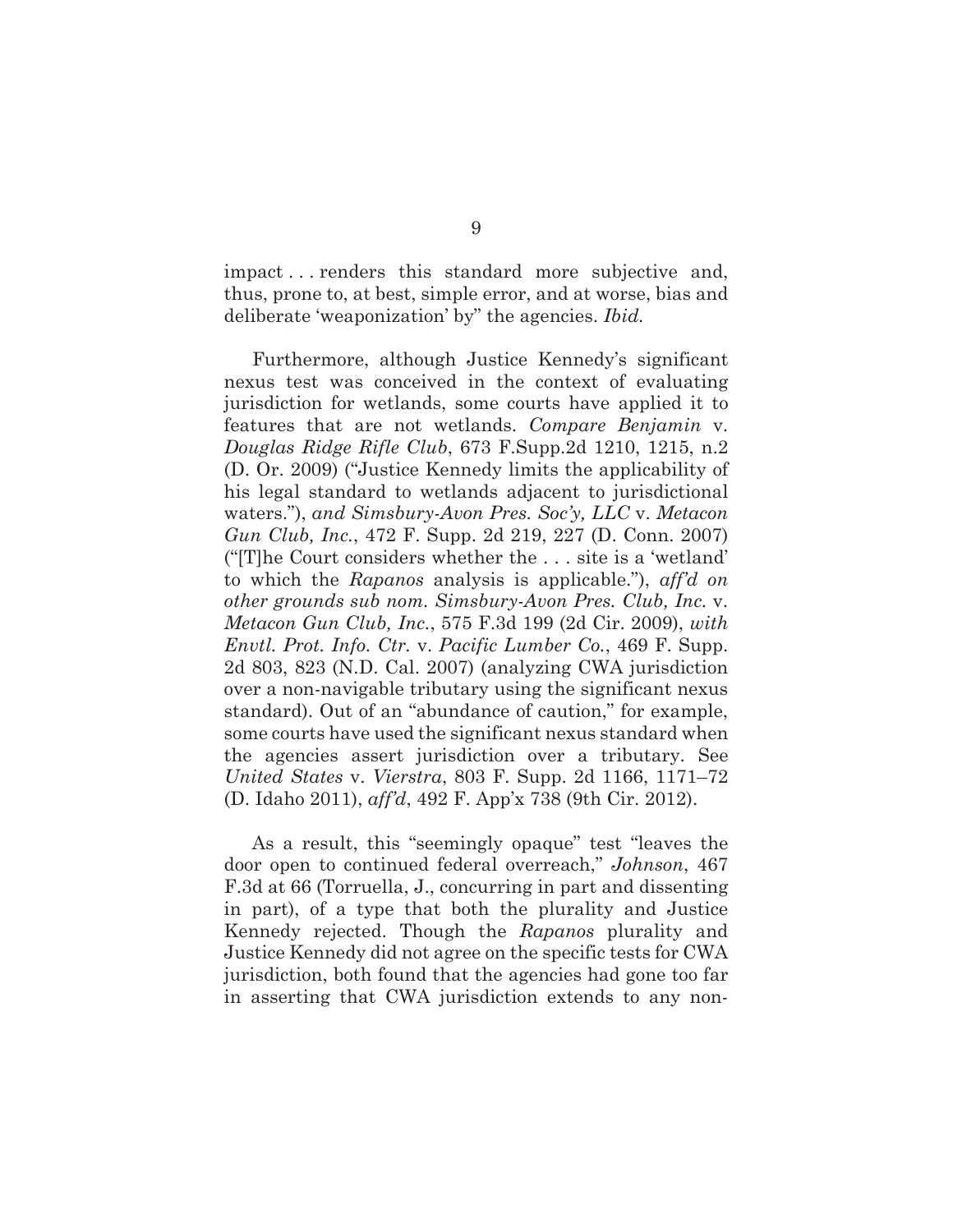impact . . . renders this standard more subjective and, thus, prone to, at best, simple error, and at worse, bias and deliberate 'weaponization' by" the agencies. *Ibid.*

Furthermore, although Justice Kennedy's significant nexus test was conceived in the context of evaluating jurisdiction for wetlands, some courts have applied it to features that are not wetlands. *Compare Benjamin* v. *Douglas Ridge Rifle Club*, 673 F.Supp.2d 1210, 1215, n.2 (D. Or. 2009) ("Justice Kennedy limits the applicability of his legal standard to wetlands adjacent to jurisdictional waters."), *and Simsbury-Avon Pres. Soc'y, LLC* v. *Metacon Gun Club, Inc.*, 472 F. Supp. 2d 219, 227 (D. Conn. 2007) ("[T]he Court considers whether the . . . site is a 'wetland' to which the *Rapanos* analysis is applicable."), *aff'd on other grounds sub nom. Simsbury-Avon Pres. Club, Inc.* v. *Metacon Gun Club, Inc.*, 575 F.3d 199 (2d Cir. 2009), *with Envtl. Prot. Info. Ctr.* v. *Pacific Lumber Co.*, 469 F. Supp. 2d 803, 823 (N.D. Cal. 2007) (analyzing CWA jurisdiction over a non-navigable tributary using the significant nexus standard). Out of an "abundance of caution," for example, some courts have used the significant nexus standard when the agencies assert jurisdiction over a tributary. See *United States* v. *Vierstra*, 803 F. Supp. 2d 1166, 1171–72 (D. Idaho 2011), *aff'd*, 492 F. App'x 738 (9th Cir. 2012).

As a result, this "seemingly opaque" test "leaves the door open to continued federal overreach," *Johnson*, 467 F.3d at 66 (Torruella, J., concurring in part and dissenting in part), of a type that both the plurality and Justice Kennedy rejected. Though the *Rapanos* plurality and Justice Kennedy did not agree on the specific tests for CWA jurisdiction, both found that the agencies had gone too far in asserting that CWA jurisdiction extends to any non-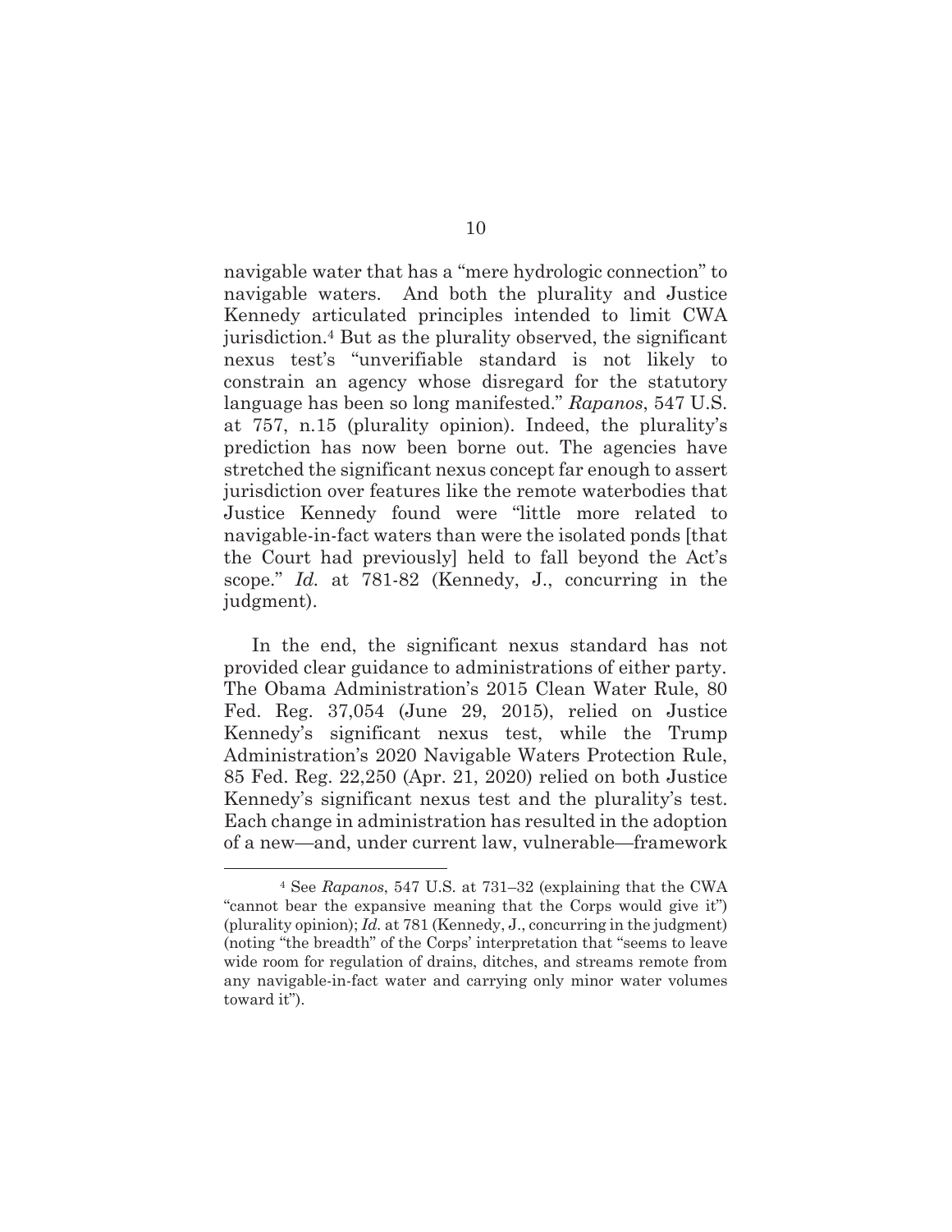navigable water that has a "mere hydrologic connection" to navigable waters. And both the plurality and Justice Kennedy articulated principles intended to limit CWA jurisdiction.[4] But as the plurality observed, the significant nexus test's "unverifiable standard is not likely to constrain an agency whose disregard for the statutory language has been so long manifested." *Rapanos*, 547 U.S. at 757, n.15 (plurality opinion). Indeed, the plurality's prediction has now been borne out. The agencies have stretched the significant nexus concept far enough to assert jurisdiction over features like the remote waterbodies that Justice Kennedy found were "little more related to navigable-in-fact waters than were the isolated ponds [that the Court had previously] held to fall beyond the Act's scope." *Id.* at 781-82 (Kennedy, J., concurring in the judgment).

In the end, the significant nexus standard has not provided clear guidance to administrations of either party. The Obama Administration's 2015 Clean Water Rule, 80 Fed. Reg. 37,054 (June 29, 2015), relied on Justice Kennedy's significant nexus test, while the Trump Administration's 2020 Navigable Waters Protection Rule, 85 Fed. Reg. 22,250 (Apr. 21, 2020) relied on both Justice Kennedy's significant nexus test and the plurality's test. Each change in administration has resulted in the adoption of a new—and, under current law, vulnerable—framework

---

[4] See *Rapanos*, 547 U.S. at 731–32 (explaining that the CWA "cannot bear the expansive meaning that the Corps would give it") (plurality opinion); *Id.* at 781 (Kennedy, J., concurring in the judgment) (noting "the breadth" of the Corps' interpretation that "seems to leave wide room for regulation of drains, ditches, and streams remote from any navigable-in-fact water and carrying only minor water volumes toward it").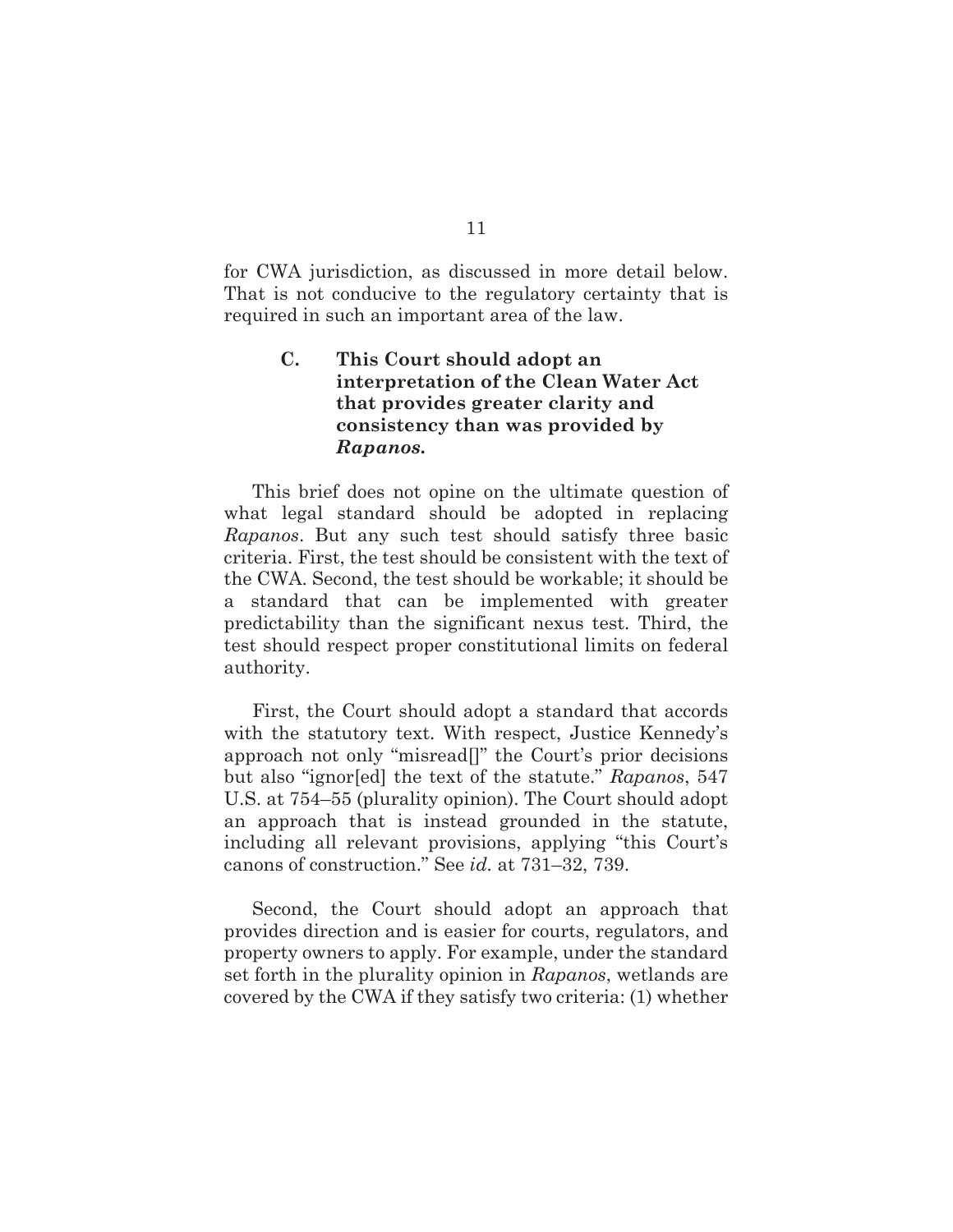for CWA jurisdiction, as discussed in more detail below. That is not conducive to the regulatory certainty that is required in such an important area of the law.

### C. This Court should adopt an interpretation of the Clean Water Act that provides greater clarity and consistency than was provided by *Rapanos.*

This brief does not opine on the ultimate question of what legal standard should be adopted in replacing *Rapanos*. But any such test should satisfy three basic criteria. First, the test should be consistent with the text of the CWA. Second, the test should be workable; it should be a standard that can be implemented with greater predictability than the significant nexus test. Third, the test should respect proper constitutional limits on federal authority.

First, the Court should adopt a standard that accords with the statutory text. With respect, Justice Kennedy's approach not only "misread[]" the Court's prior decisions but also "ignor[ed] the text of the statute." *Rapanos*, 547 U.S. at 754–55 (plurality opinion). The Court should adopt an approach that is instead grounded in the statute, including all relevant provisions, applying "this Court's canons of construction." See *id.* at 731–32, 739.

Second, the Court should adopt an approach that provides direction and is easier for courts, regulators, and property owners to apply. For example, under the standard set forth in the plurality opinion in *Rapanos*, wetlands are covered by the CWA if they satisfy two criteria: (1) whether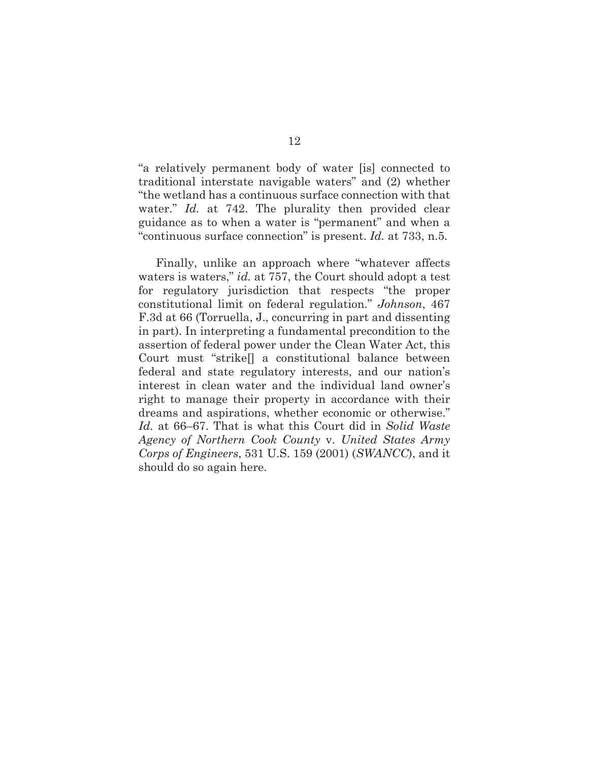"a relatively permanent body of water [is] connected to traditional interstate navigable waters" and (2) whether "the wetland has a continuous surface connection with that water." *Id.* at 742. The plurality then provided clear guidance as to when a water is "permanent" and when a "continuous surface connection" is present. *Id.* at 733, n.5.

Finally, unlike an approach where "whatever affects waters is waters," *id.* at 757, the Court should adopt a test for regulatory jurisdiction that respects "the proper constitutional limit on federal regulation." *Johnson*, 467 F.3d at 66 (Torruella, J., concurring in part and dissenting in part). In interpreting a fundamental precondition to the assertion of federal power under the Clean Water Act, this Court must "strike[] a constitutional balance between federal and state regulatory interests, and our nation's interest in clean water and the individual land owner's right to manage their property in accordance with their dreams and aspirations, whether economic or otherwise." *Id.* at 66–67. That is what this Court did in *Solid Waste Agency of Northern Cook County* v. *United States Army Corps of Engineers*, 531 U.S. 159 (2001) (*SWANCC*), and it should do so again here.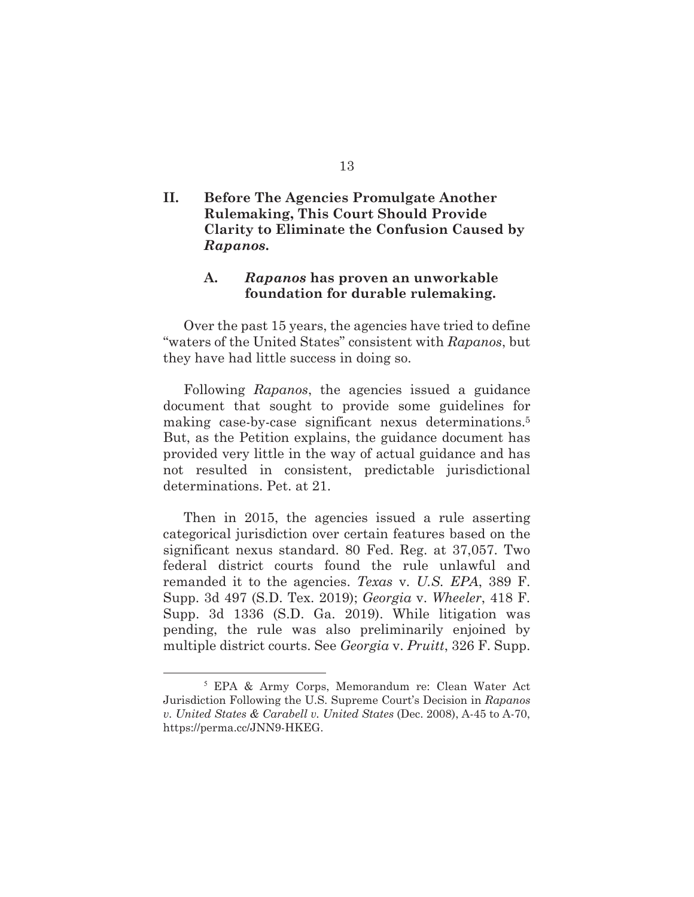## II. Before The Agencies Promulgate Another Rulemaking, This Court Should Provide Clarity to Eliminate the Confusion Caused by *Rapanos*.

### A. *Rapanos* has proven an unworkable foundation for durable rulemaking.

Over the past 15 years, the agencies have tried to define "waters of the United States" consistent with *Rapanos*, but they have had little success in doing so.

Following *Rapanos*, the agencies issued a guidance document that sought to provide some guidelines for making case-by-case significant nexus determinations.[5] But, as the Petition explains, the guidance document has provided very little in the way of actual guidance and has not resulted in consistent, predictable jurisdictional determinations. Pet. at 21.

Then in 2015, the agencies issued a rule asserting categorical jurisdiction over certain features based on the significant nexus standard. 80 Fed. Reg. at 37,057. Two federal district courts found the rule unlawful and remanded it to the agencies. *Texas* v. *U.S. EPA*, 389 F. Supp. 3d 497 (S.D. Tex. 2019); *Georgia* v. *Wheeler*, 418 F. Supp. 3d 1336 (S.D. Ga. 2019). While litigation was pending, the rule was also preliminarily enjoined by multiple district courts. See *Georgia* v. *Pruitt*, 326 F. Supp.

---

[5] EPA & Army Corps, Memorandum re: Clean Water Act Jurisdiction Following the U.S. Supreme Court's Decision in *Rapanos v. United States & Carabell v. United States* (Dec. 2008), A-45 to A-70, https://perma.cc/JNN9-HKEG.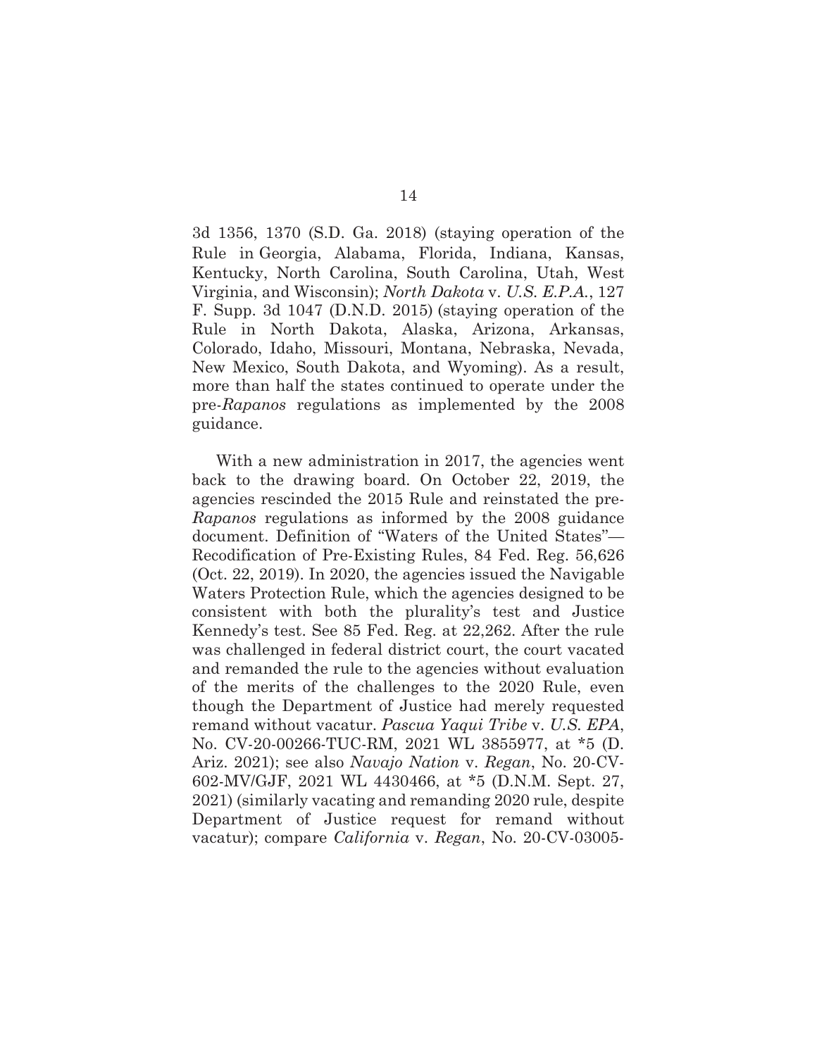3d 1356, 1370 (S.D. Ga. 2018) (staying operation of the Rule in Georgia, Alabama, Florida, Indiana, Kansas, Kentucky, North Carolina, South Carolina, Utah, West Virginia, and Wisconsin); *North Dakota* v. *U.S. E.P.A.*, 127 F. Supp. 3d 1047 (D.N.D. 2015) (staying operation of the Rule in North Dakota, Alaska, Arizona, Arkansas, Colorado, Idaho, Missouri, Montana, Nebraska, Nevada, New Mexico, South Dakota, and Wyoming). As a result, more than half the states continued to operate under the pre-*Rapanos* regulations as implemented by the 2008 guidance.

With a new administration in 2017, the agencies went back to the drawing board. On October 22, 2019, the agencies rescinded the 2015 Rule and reinstated the pre-*Rapanos* regulations as informed by the 2008 guidance document. Definition of "Waters of the United States"—Recodification of Pre-Existing Rules, 84 Fed. Reg. 56,626 (Oct. 22, 2019). In 2020, the agencies issued the Navigable Waters Protection Rule, which the agencies designed to be consistent with both the plurality's test and Justice Kennedy's test. See 85 Fed. Reg. at 22,262. After the rule was challenged in federal district court, the court vacated and remanded the rule to the agencies without evaluation of the merits of the challenges to the 2020 Rule, even though the Department of Justice had merely requested remand without vacatur. *Pascua Yaqui Tribe* v. *U.S. EPA*, No. CV-20-00266-TUC-RM, 2021 WL 3855977, at *5 (D. Ariz. 2021); see also *Navajo Nation* v. *Regan*, No. 20-CV-602-MV/GJF, 2021 WL 4430466, at *5 (D.N.M. Sept. 27, 2021) (similarly vacating and remanding 2020 rule, despite Department of Justice request for remand without vacatur); compare *California* v. *Regan*, No. 20-CV-03005-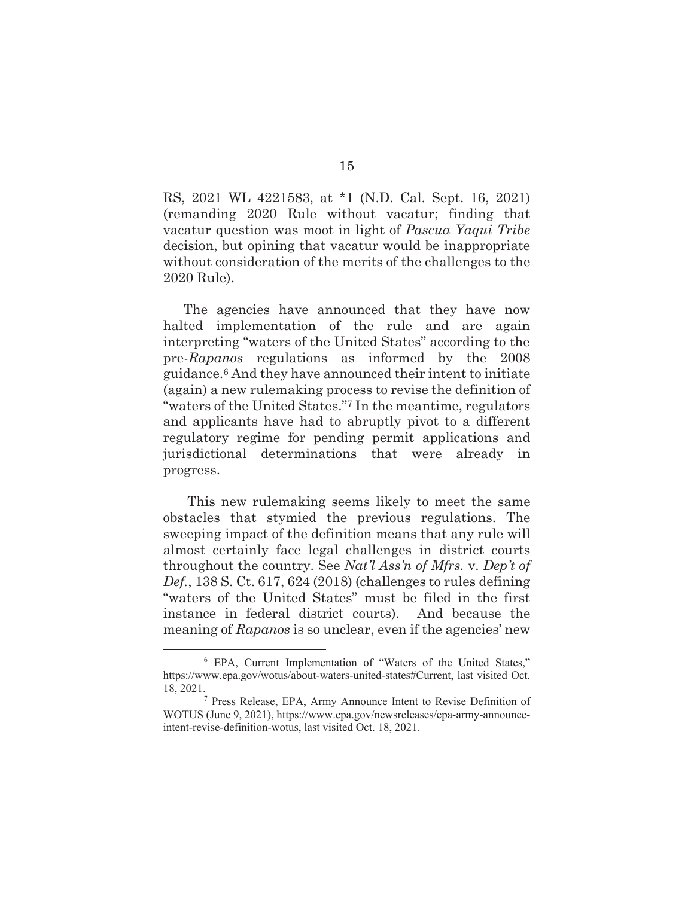RS, 2021 WL 4221583, at *1 (N.D. Cal. Sept. 16, 2021) (remanding 2020 Rule without vacatur; finding that vacatur question was moot in light of *Pascua Yaqui Tribe* decision, but opining that vacatur would be inappropriate without consideration of the merits of the challenges to the 2020 Rule).

The agencies have announced that they have now halted implementation of the rule and are again interpreting "waters of the United States" according to the pre-*Rapanos* regulations as informed by the 2008 guidance.[6] And they have announced their intent to initiate (again) a new rulemaking process to revise the definition of "waters of the United States."[7] In the meantime, regulators and applicants have had to abruptly pivot to a different regulatory regime for pending permit applications and jurisdictional determinations that were already in progress.

This new rulemaking seems likely to meet the same obstacles that stymied the previous regulations. The sweeping impact of the definition means that any rule will almost certainly face legal challenges in district courts throughout the country. See *Nat'l Ass'n of Mfrs.* v. *Dep't of Def.*, 138 S. Ct. 617, 624 (2018) (challenges to rules defining "waters of the United States" must be filed in the first instance in federal district courts). And because the meaning of *Rapanos* is so unclear, even if the agencies' new

---

[6] EPA, Current Implementation of "Waters of the United States," https://www.epa.gov/wotus/about-waters-united-states#Current, last visited Oct. 18, 2021.

[7] Press Release, EPA, Army Announce Intent to Revise Definition of WOTUS (June 9, 2021), https://www.epa.gov/newsreleases/epa-army-announce-intent-revise-definition-wotus, last visited Oct. 18, 2021.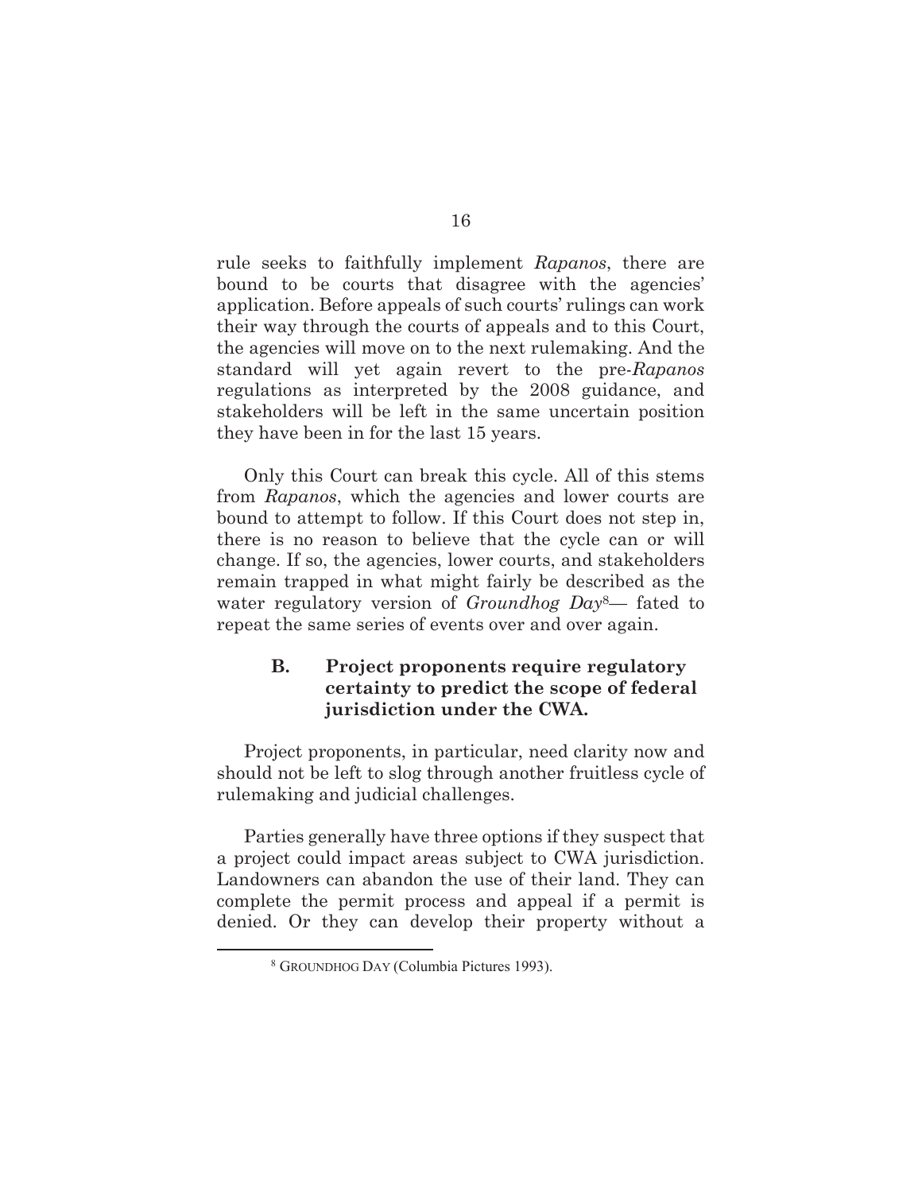rule seeks to faithfully implement *Rapanos*, there are bound to be courts that disagree with the agencies' application. Before appeals of such courts' rulings can work their way through the courts of appeals and to this Court, the agencies will move on to the next rulemaking. And the standard will yet again revert to the pre-*Rapanos* regulations as interpreted by the 2008 guidance, and stakeholders will be left in the same uncertain position they have been in for the last 15 years.

Only this Court can break this cycle. All of this stems from *Rapanos*, which the agencies and lower courts are bound to attempt to follow. If this Court does not step in, there is no reason to believe that the cycle can or will change. If so, the agencies, lower courts, and stakeholders remain trapped in what might fairly be described as the water regulatory version of *Groundhog Day*[8]— fated to repeat the same series of events over and over again.

### B. Project proponents require regulatory certainty to predict the scope of federal jurisdiction under the CWA.

Project proponents, in particular, need clarity now and should not be left to slog through another fruitless cycle of rulemaking and judicial challenges.

Parties generally have three options if they suspect that a project could impact areas subject to CWA jurisdiction. Landowners can abandon the use of their land. They can complete the permit process and appeal if a permit is denied. Or they can develop their property without a

[8] GROUNDHOG DAY (Columbia Pictures 1993).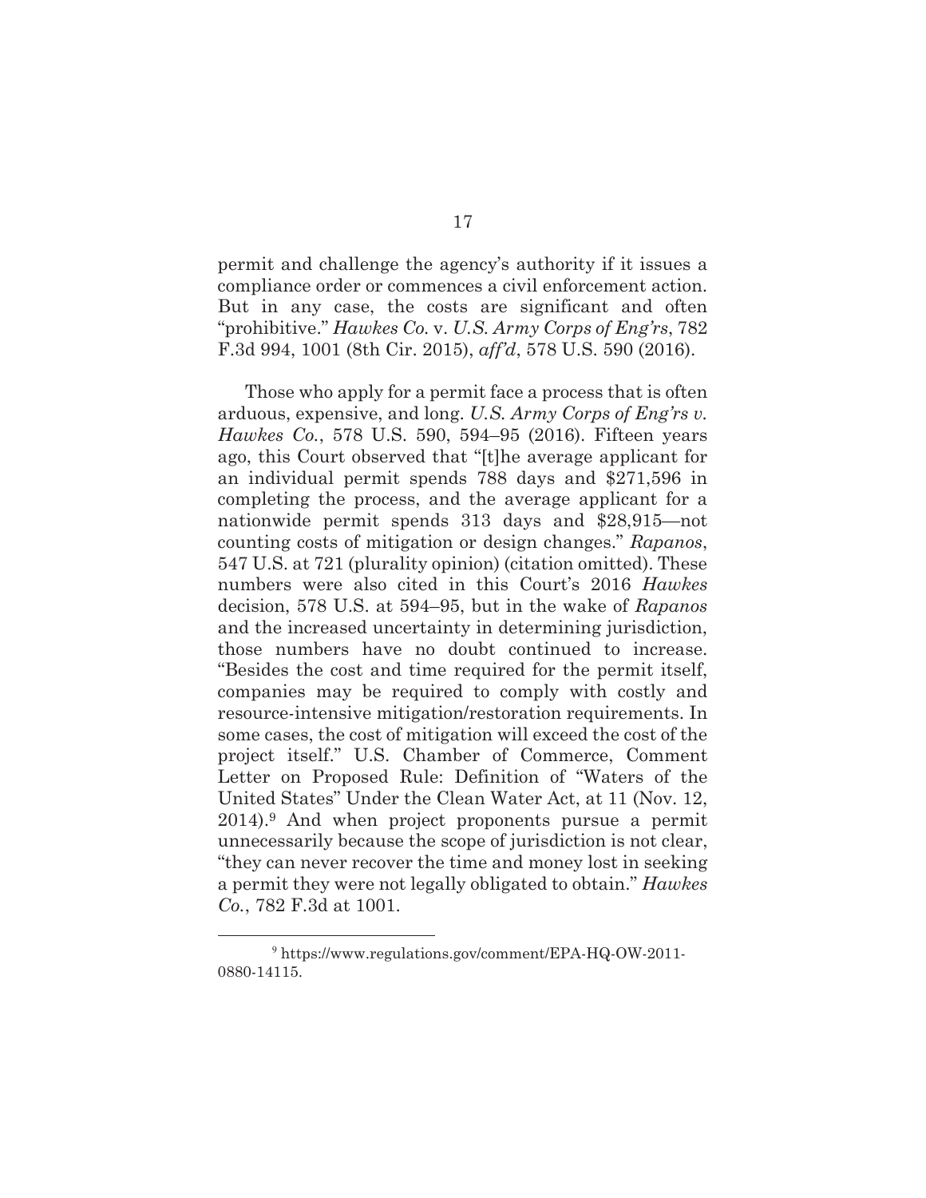permit and challenge the agency's authority if it issues a compliance order or commences a civil enforcement action. But in any case, the costs are significant and often "prohibitive." *Hawkes Co.* v. *U.S. Army Corps of Eng'rs*, 782 F.3d 994, 1001 (8th Cir. 2015), *aff'd*, 578 U.S. 590 (2016).

Those who apply for a permit face a process that is often arduous, expensive, and long. *U.S. Army Corps of Eng'rs v. Hawkes Co.*, 578 U.S. 590, 594–95 (2016). Fifteen years ago, this Court observed that "[t]he average applicant for an individual permit spends 788 days and $271,596 in completing the process, and the average applicant for a nationwide permit spends 313 days and $28,915—not counting costs of mitigation or design changes." *Rapanos*, 547 U.S. at 721 (plurality opinion) (citation omitted). These numbers were also cited in this Court's 2016 *Hawkes* decision, 578 U.S. at 594–95, but in the wake of *Rapanos* and the increased uncertainty in determining jurisdiction, those numbers have no doubt continued to increase. "Besides the cost and time required for the permit itself, companies may be required to comply with costly and resource-intensive mitigation/restoration requirements. In some cases, the cost of mitigation will exceed the cost of the project itself." U.S. Chamber of Commerce, Comment Letter on Proposed Rule: Definition of "Waters of the United States" Under the Clean Water Act, at 11 (Nov. 12, 2014).[9] And when project proponents pursue a permit unnecessarily because the scope of jurisdiction is not clear, "they can never recover the time and money lost in seeking a permit they were not legally obligated to obtain." *Hawkes Co.*, 782 F.3d at 1001.

---

[9] https://www.regulations.gov/comment/EPA-HQ-OW-2011-0880-14115.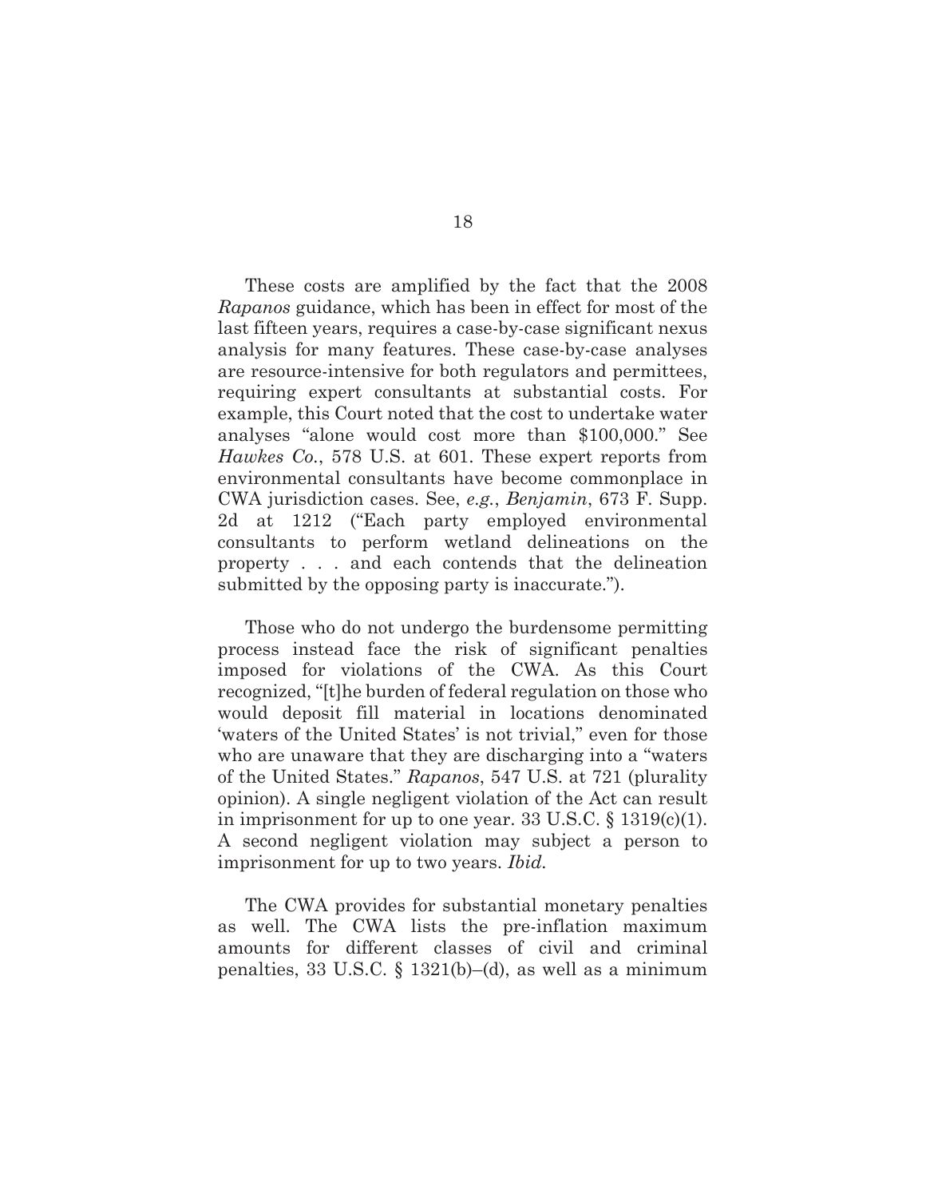These costs are amplified by the fact that the 2008 *Rapanos* guidance, which has been in effect for most of the last fifteen years, requires a case-by-case significant nexus analysis for many features. These case-by-case analyses are resource-intensive for both regulators and permittees, requiring expert consultants at substantial costs. For example, this Court noted that the cost to undertake water analyses "alone would cost more than $100,000." See *Hawkes Co.*, 578 U.S. at 601. These expert reports from environmental consultants have become commonplace in CWA jurisdiction cases. See, *e.g.*, *Benjamin*, 673 F. Supp. 2d at 1212 ("Each party employed environmental consultants to perform wetland delineations on the property . . . and each contends that the delineation submitted by the opposing party is inaccurate.").

Those who do not undergo the burdensome permitting process instead face the risk of significant penalties imposed for violations of the CWA. As this Court recognized, "[t]he burden of federal regulation on those who would deposit fill material in locations denominated 'waters of the United States' is not trivial," even for those who are unaware that they are discharging into a "waters of the United States." *Rapanos*, 547 U.S. at 721 (plurality opinion). A single negligent violation of the Act can result in imprisonment for up to one year. 33 U.S.C. § 1319(c)(1). A second negligent violation may subject a person to imprisonment for up to two years. *Ibid.*

The CWA provides for substantial monetary penalties as well. The CWA lists the pre-inflation maximum amounts for different classes of civil and criminal penalties, 33 U.S.C. § 1321(b)–(d), as well as a minimum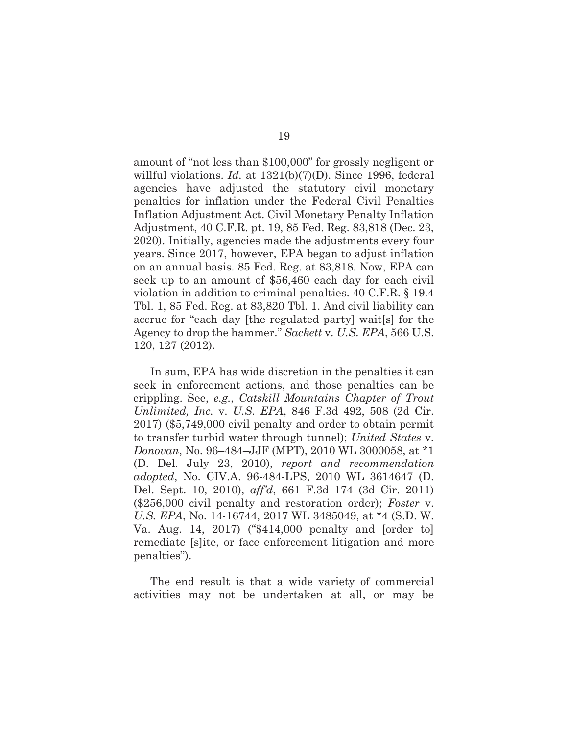amount of "not less than $100,000" for grossly negligent or willful violations. *Id.* at 1321(b)(7)(D). Since 1996, federal agencies have adjusted the statutory civil monetary penalties for inflation under the Federal Civil Penalties Inflation Adjustment Act. Civil Monetary Penalty Inflation Adjustment, 40 C.F.R. pt. 19, 85 Fed. Reg. 83,818 (Dec. 23, 2020). Initially, agencies made the adjustments every four years. Since 2017, however, EPA began to adjust inflation on an annual basis. 85 Fed. Reg. at 83,818. Now, EPA can seek up to an amount of $56,460 each day for each civil violation in addition to criminal penalties. 40 C.F.R. § 19.4 Tbl. 1, 85 Fed. Reg. at 83,820 Tbl. 1. And civil liability can accrue for "each day [the regulated party] wait[s] for the Agency to drop the hammer." *Sackett* v. *U.S. EPA*, 566 U.S. 120, 127 (2012).

In sum, EPA has wide discretion in the penalties it can seek in enforcement actions, and those penalties can be crippling. See, *e.g.*, *Catskill Mountains Chapter of Trout Unlimited, Inc.* v. *U.S. EPA*, 846 F.3d 492, 508 (2d Cir. 2017) ($5,749,000 civil penalty and order to obtain permit to transfer turbid water through tunnel); *United States* v. *Donovan*, No. 96–484–JJF (MPT), 2010 WL 3000058, at *1 (D. Del. July 23, 2010), *report and recommendation adopted*, No. CIV.A. 96-484-LPS, 2010 WL 3614647 (D. Del. Sept. 10, 2010), *aff'd*, 661 F.3d 174 (3d Cir. 2011) ($256,000 civil penalty and restoration order); *Foster* v. *U.S. EPA*, No. 14-16744, 2017 WL 3485049, at *4 (S.D. W. Va. Aug. 14, 2017) ("$414,000 penalty and [order to] remediate [s]ite, or face enforcement litigation and more penalties").

The end result is that a wide variety of commercial activities may not be undertaken at all, or may be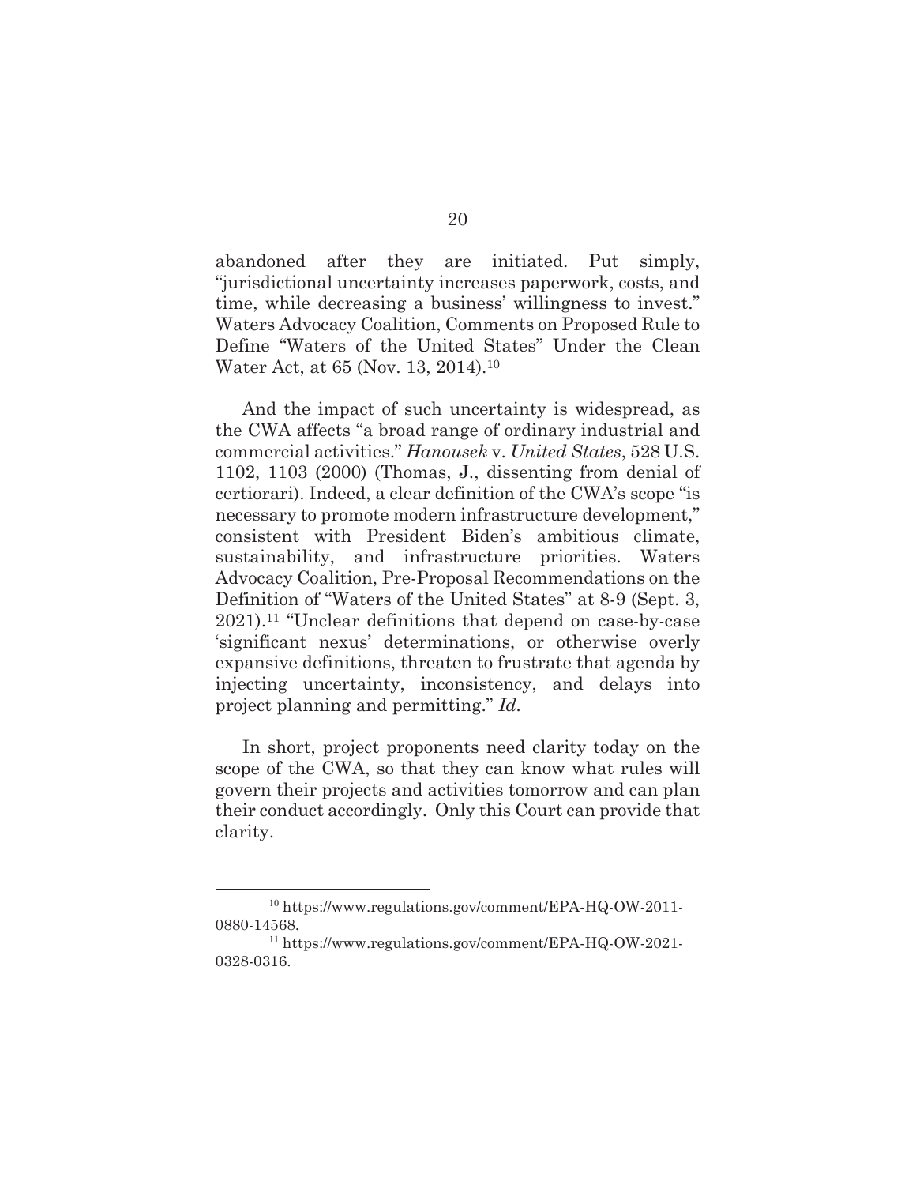abandoned after they are initiated. Put simply, "jurisdictional uncertainty increases paperwork, costs, and time, while decreasing a business' willingness to invest." Waters Advocacy Coalition, Comments on Proposed Rule to Define "Waters of the United States" Under the Clean Water Act, at 65 (Nov. 13, 2014).[10]

And the impact of such uncertainty is widespread, as the CWA affects "a broad range of ordinary industrial and commercial activities." *Hanousek* v. *United States*, 528 U.S. 1102, 1103 (2000) (Thomas, J., dissenting from denial of certiorari). Indeed, a clear definition of the CWA's scope "is necessary to promote modern infrastructure development," consistent with President Biden's ambitious climate, sustainability, and infrastructure priorities. Waters Advocacy Coalition, Pre-Proposal Recommendations on the Definition of "Waters of the United States" at 8-9 (Sept. 3, 2021).[11] "Unclear definitions that depend on case-by-case 'significant nexus' determinations, or otherwise overly expansive definitions, threaten to frustrate that agenda by injecting uncertainty, inconsistency, and delays into project planning and permitting." *Id.*

In short, project proponents need clarity today on the scope of the CWA, so that they can know what rules will govern their projects and activities tomorrow and can plan their conduct accordingly. Only this Court can provide that clarity.

---

[10] https://www.regulations.gov/comment/EPA-HQ-OW-2011-0880-14568.

[11] https://www.regulations.gov/comment/EPA-HQ-OW-2021-0328-0316.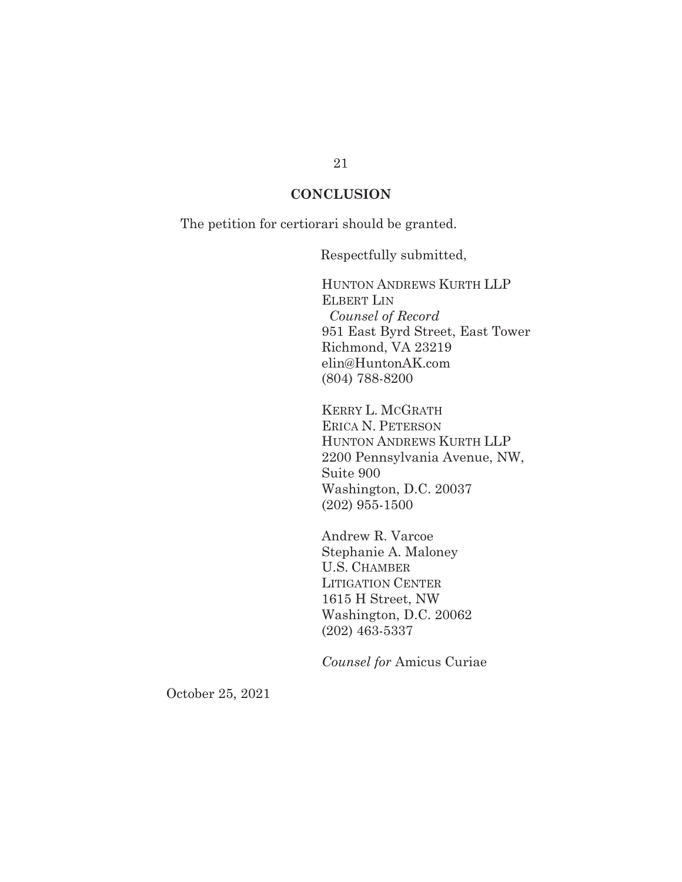**CONCLUSION**

The petition for certiorari should be granted.

Respectfully submitted,

HUNTON ANDREWS KURTH LLP
ELBERT LIN
*Counsel of Record*
951 East Byrd Street, East Tower
Richmond, VA 23219
elin@HuntonAK.com
(804) 788-8200

KERRY L. MCGRATH
ERICA N. PETERSON
HUNTON ANDREWS KURTH LLP
2200 Pennsylvania Avenue, NW,
Suite 900
Washington, D.C. 20037
(202) 955-1500

Andrew R. Varcoe
Stephanie A. Maloney
U.S. CHAMBER
LITIGATION CENTER
1615 H Street, NW
Washington, D.C. 20062
(202) 463-5337

*Counsel for* Amicus Curiae

October 25, 2021